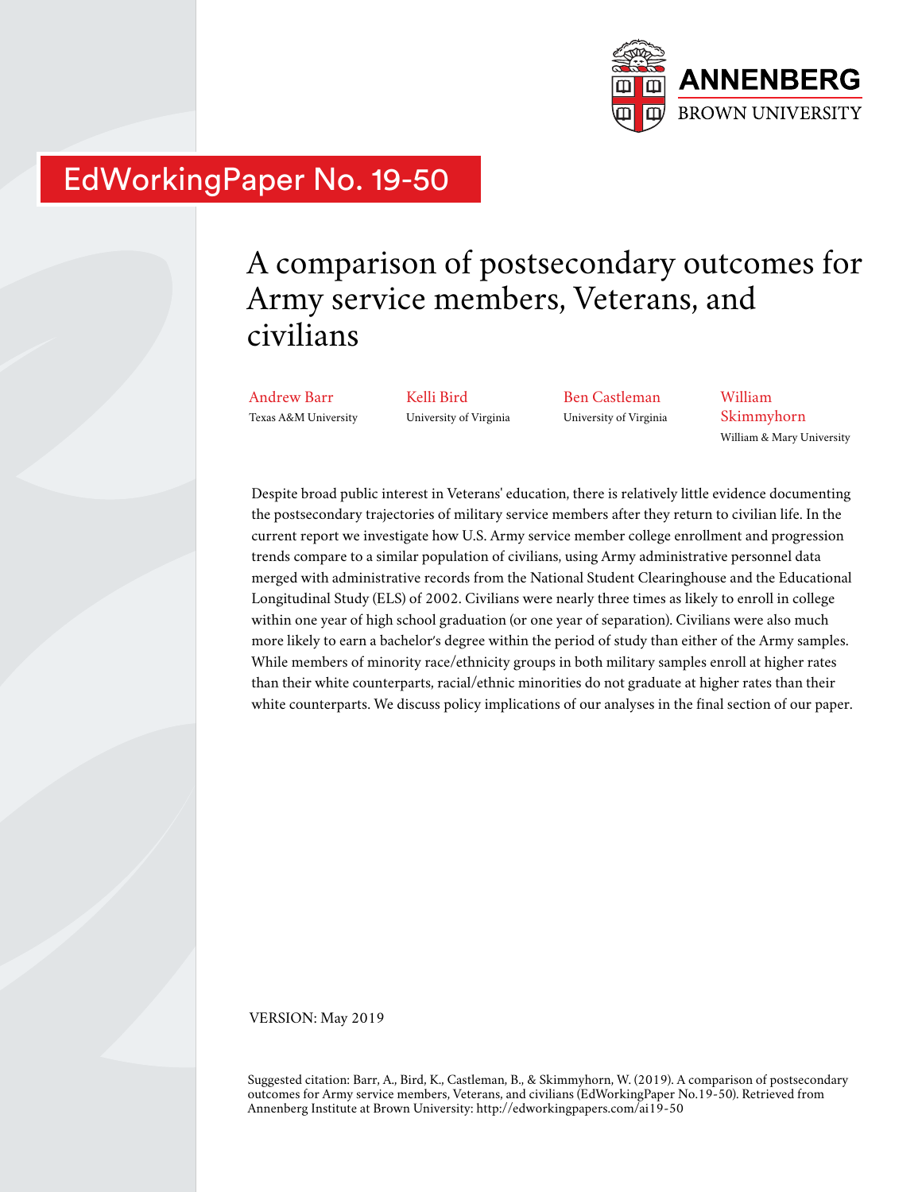ANNENBERG
BROWN UNIVERSITY

EdWorkingPaper No. 19-50

# A comparison of postsecondary outcomes for Army service members, Veterans, and civilians

Andrew Barr
Texas A&M University

Kelli Bird
University of Virginia

Ben Castleman
University of Virginia

William Skimmyhorn
William & Mary University

Despite broad public interest in Veterans' education, there is relatively little evidence documenting the postsecondary trajectories of military service members after they return to civilian life. In the current report we investigate how U.S. Army service member college enrollment and progression trends compare to a similar population of civilians, using Army administrative personnel data merged with administrative records from the National Student Clearinghouse and the Educational Longitudinal Study (ELS) of 2002. Civilians were nearly three times as likely to enroll in college within one year of high school graduation (or one year of separation). Civilians were also much more likely to earn a bachelor's degree within the period of study than either of the Army samples. While members of minority race/ethnicity groups in both military samples enroll at higher rates than their white counterparts, racial/ethnic minorities do not graduate at higher rates than their white counterparts. We discuss policy implications of our analyses in the final section of our paper.

VERSION: May 2019

Suggested citation: Barr, A., Bird, K., Castleman, B., & Skimmyhorn, W. (2019). A comparison of postsecondary outcomes for Army service members, Veterans, and civilians (EdWorkingPaper No.19-50). Retrieved from Annenberg Institute at Brown University: http://edworkingpapers.com/ai19-50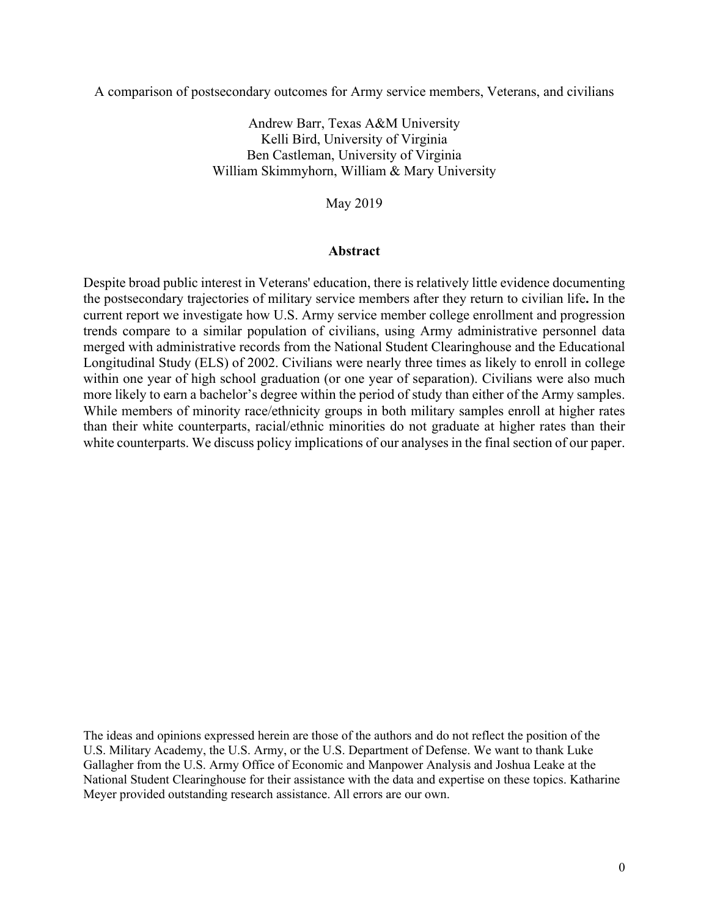A comparison of postsecondary outcomes for Army service members, Veterans, and civilians

Andrew Barr, Texas A&M University
Kelli Bird, University of Virginia
Ben Castleman, University of Virginia
William Skimmyhorn, William & Mary University

May 2019

## Abstract

Despite broad public interest in Veterans' education, there is relatively little evidence documenting the postsecondary trajectories of military service members after they return to civilian life**.** In the current report we investigate how U.S. Army service member college enrollment and progression trends compare to a similar population of civilians, using Army administrative personnel data merged with administrative records from the National Student Clearinghouse and the Educational Longitudinal Study (ELS) of 2002. Civilians were nearly three times as likely to enroll in college within one year of high school graduation (or one year of separation). Civilians were also much more likely to earn a bachelor's degree within the period of study than either of the Army samples. While members of minority race/ethnicity groups in both military samples enroll at higher rates than their white counterparts, racial/ethnic minorities do not graduate at higher rates than their white counterparts. We discuss policy implications of our analyses in the final section of our paper.

The ideas and opinions expressed herein are those of the authors and do not reflect the position of the U.S. Military Academy, the U.S. Army, or the U.S. Department of Defense. We want to thank Luke Gallagher from the U.S. Army Office of Economic and Manpower Analysis and Joshua Leake at the National Student Clearinghouse for their assistance with the data and expertise on these topics. Katharine Meyer provided outstanding research assistance. All errors are our own.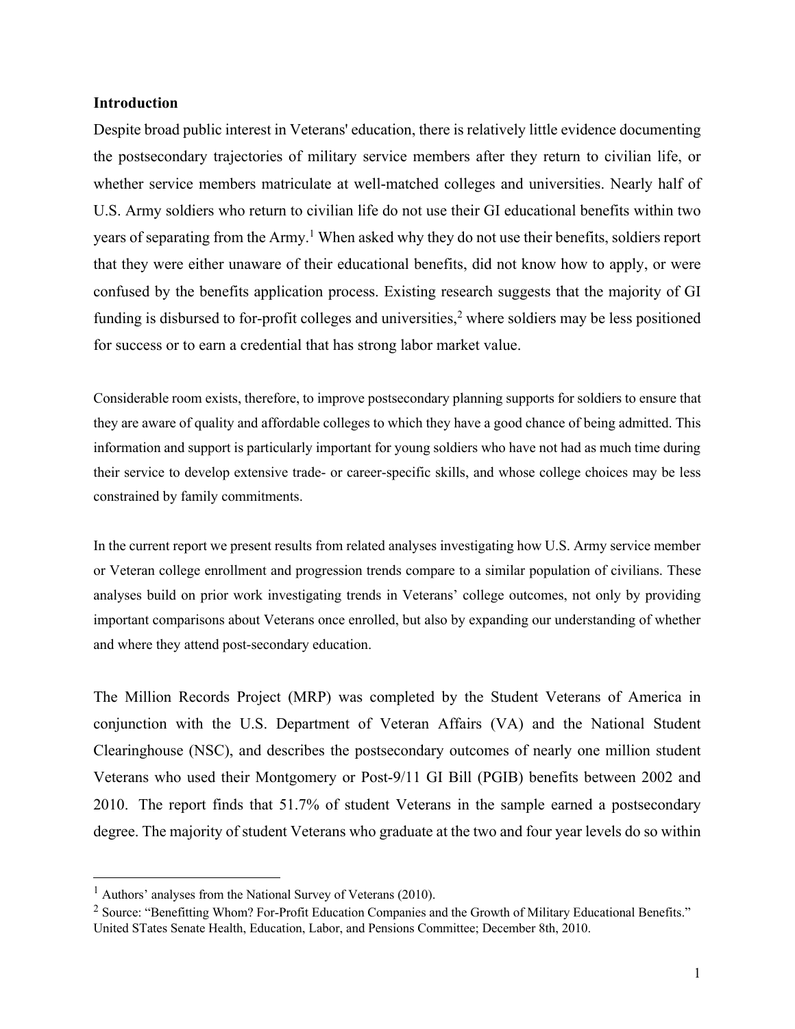**Introduction**

Despite broad public interest in Veterans' education, there is relatively little evidence documenting the postsecondary trajectories of military service members after they return to civilian life, or whether service members matriculate at well-matched colleges and universities. Nearly half of U.S. Army soldiers who return to civilian life do not use their GI educational benefits within two years of separating from the Army.[1] When asked why they do not use their benefits, soldiers report that they were either unaware of their educational benefits, did not know how to apply, or were confused by the benefits application process. Existing research suggests that the majority of GI funding is disbursed to for-profit colleges and universities,[2] where soldiers may be less positioned for success or to earn a credential that has strong labor market value.

Considerable room exists, therefore, to improve postsecondary planning supports for soldiers to ensure that they are aware of quality and affordable colleges to which they have a good chance of being admitted. This information and support is particularly important for young soldiers who have not had as much time during their service to develop extensive trade- or career-specific skills, and whose college choices may be less constrained by family commitments.

In the current report we present results from related analyses investigating how U.S. Army service member or Veteran college enrollment and progression trends compare to a similar population of civilians. These analyses build on prior work investigating trends in Veterans' college outcomes, not only by providing important comparisons about Veterans once enrolled, but also by expanding our understanding of whether and where they attend post-secondary education.

The Million Records Project (MRP) was completed by the Student Veterans of America in conjunction with the U.S. Department of Veteran Affairs (VA) and the National Student Clearinghouse (NSC), and describes the postsecondary outcomes of nearly one million student Veterans who used their Montgomery or Post-9/11 GI Bill (PGIB) benefits between 2002 and 2010. The report finds that 51.7% of student Veterans in the sample earned a postsecondary degree. The majority of student Veterans who graduate at the two and four year levels do so within

[1] Authors' analyses from the National Survey of Veterans (2010).

[2] Source: "Benefitting Whom? For-Profit Education Companies and the Growth of Military Educational Benefits." United STates Senate Health, Education, Labor, and Pensions Committee; December 8th, 2010.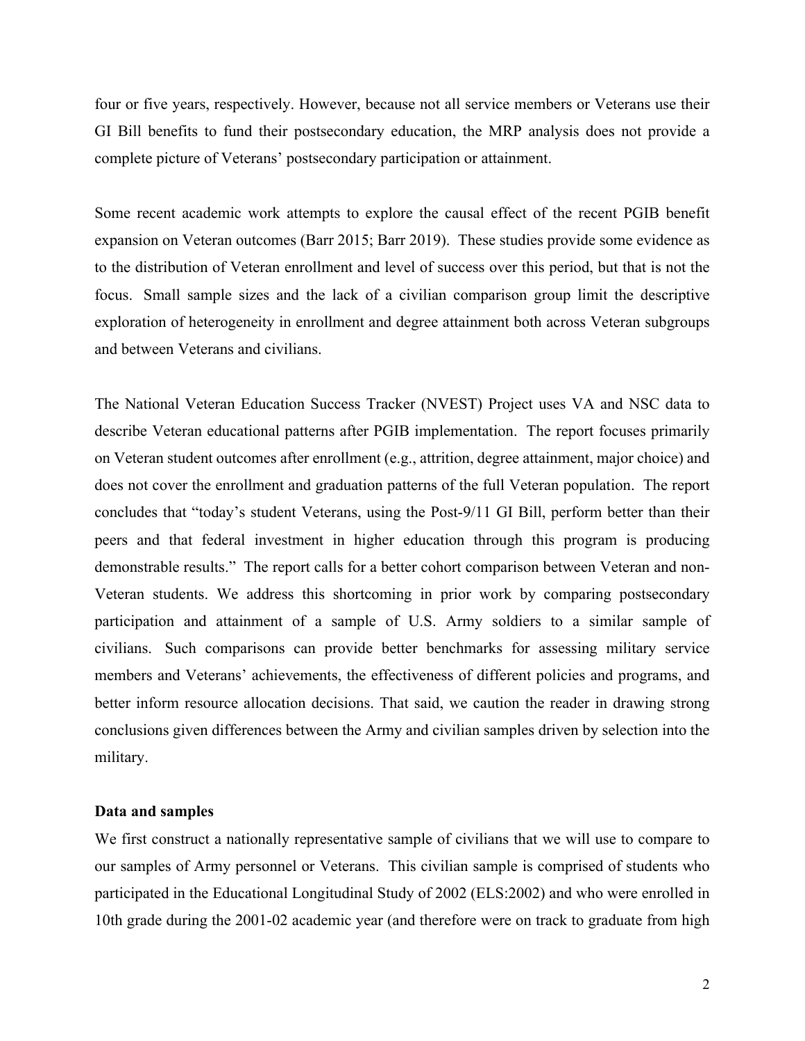four or five years, respectively. However, because not all service members or Veterans use their GI Bill benefits to fund their postsecondary education, the MRP analysis does not provide a complete picture of Veterans' postsecondary participation or attainment.

Some recent academic work attempts to explore the causal effect of the recent PGIB benefit expansion on Veteran outcomes (Barr 2015; Barr 2019). These studies provide some evidence as to the distribution of Veteran enrollment and level of success over this period, but that is not the focus. Small sample sizes and the lack of a civilian comparison group limit the descriptive exploration of heterogeneity in enrollment and degree attainment both across Veteran subgroups and between Veterans and civilians.

The National Veteran Education Success Tracker (NVEST) Project uses VA and NSC data to describe Veteran educational patterns after PGIB implementation. The report focuses primarily on Veteran student outcomes after enrollment (e.g., attrition, degree attainment, major choice) and does not cover the enrollment and graduation patterns of the full Veteran population. The report concludes that "today's student Veterans, using the Post-9/11 GI Bill, perform better than their peers and that federal investment in higher education through this program is producing demonstrable results." The report calls for a better cohort comparison between Veteran and non-Veteran students. We address this shortcoming in prior work by comparing postsecondary participation and attainment of a sample of U.S. Army soldiers to a similar sample of civilians. Such comparisons can provide better benchmarks for assessing military service members and Veterans' achievements, the effectiveness of different policies and programs, and better inform resource allocation decisions. That said, we caution the reader in drawing strong conclusions given differences between the Army and civilian samples driven by selection into the military.

**Data and samples**

We first construct a nationally representative sample of civilians that we will use to compare to our samples of Army personnel or Veterans. This civilian sample is comprised of students who participated in the Educational Longitudinal Study of 2002 (ELS:2002) and who were enrolled in 10th grade during the 2001-02 academic year (and therefore were on track to graduate from high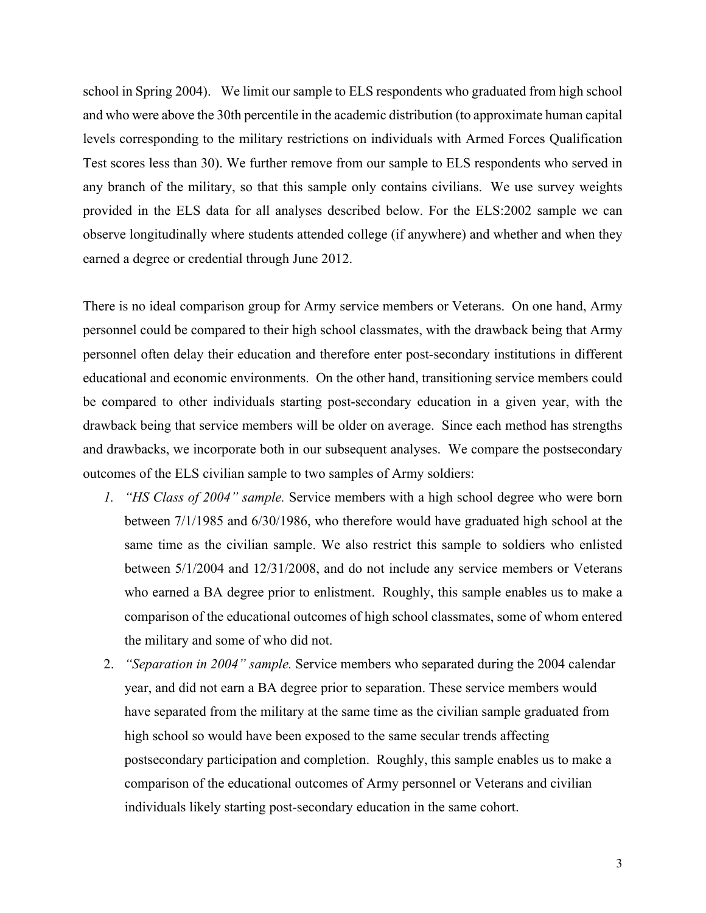school in Spring 2004). We limit our sample to ELS respondents who graduated from high school and who were above the 30th percentile in the academic distribution (to approximate human capital levels corresponding to the military restrictions on individuals with Armed Forces Qualification Test scores less than 30). We further remove from our sample to ELS respondents who served in any branch of the military, so that this sample only contains civilians. We use survey weights provided in the ELS data for all analyses described below. For the ELS:2002 sample we can observe longitudinally where students attended college (if anywhere) and whether and when they earned a degree or credential through June 2012.

There is no ideal comparison group for Army service members or Veterans. On one hand, Army personnel could be compared to their high school classmates, with the drawback being that Army personnel often delay their education and therefore enter post-secondary institutions in different educational and economic environments. On the other hand, transitioning service members could be compared to other individuals starting post-secondary education in a given year, with the drawback being that service members will be older on average. Since each method has strengths and drawbacks, we incorporate both in our subsequent analyses. We compare the postsecondary outcomes of the ELS civilian sample to two samples of Army soldiers:

1. *"HS Class of 2004" sample.* Service members with a high school degree who were born between 7/1/1985 and 6/30/1986, who therefore would have graduated high school at the same time as the civilian sample. We also restrict this sample to soldiers who enlisted between 5/1/2004 and 12/31/2008, and do not include any service members or Veterans who earned a BA degree prior to enlistment. Roughly, this sample enables us to make a comparison of the educational outcomes of high school classmates, some of whom entered the military and some of who did not.
2. *"Separation in 2004" sample.* Service members who separated during the 2004 calendar year, and did not earn a BA degree prior to separation. These service members would have separated from the military at the same time as the civilian sample graduated from high school so would have been exposed to the same secular trends affecting postsecondary participation and completion. Roughly, this sample enables us to make a comparison of the educational outcomes of Army personnel or Veterans and civilian individuals likely starting post-secondary education in the same cohort.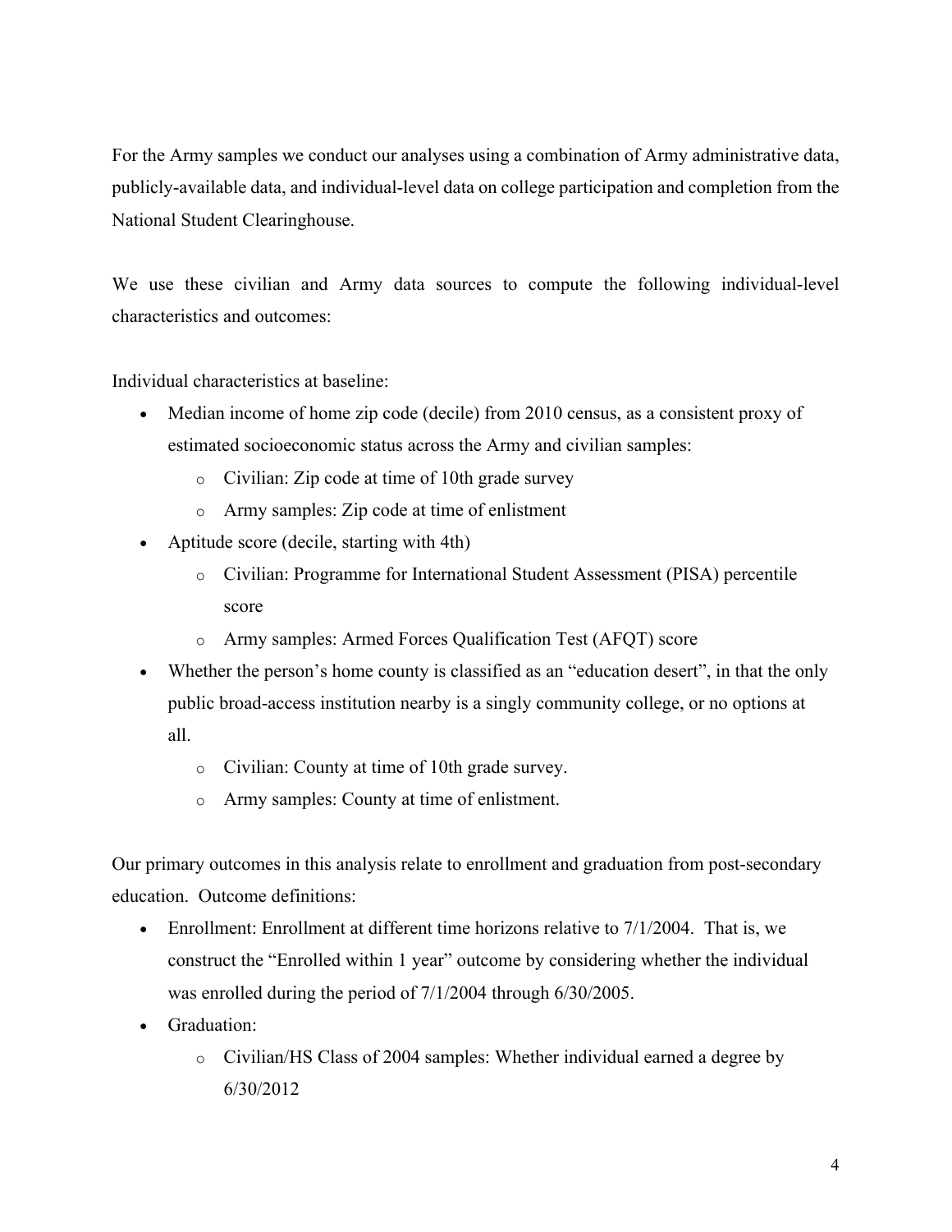For the Army samples we conduct our analyses using a combination of Army administrative data, publicly-available data, and individual-level data on college participation and completion from the National Student Clearinghouse.

We use these civilian and Army data sources to compute the following individual-level characteristics and outcomes:

Individual characteristics at baseline:

- Median income of home zip code (decile) from 2010 census, as a consistent proxy of estimated socioeconomic status across the Army and civilian samples:
  - Civilian: Zip code at time of 10th grade survey
  - Army samples: Zip code at time of enlistment
- Aptitude score (decile, starting with 4th)
  - Civilian: Programme for International Student Assessment (PISA) percentile score
  - Army samples: Armed Forces Qualification Test (AFQT) score
- Whether the person's home county is classified as an "education desert", in that the only public broad-access institution nearby is a singly community college, or no options at all.
  - Civilian: County at time of 10th grade survey.
  - Army samples: County at time of enlistment.

Our primary outcomes in this analysis relate to enrollment and graduation from post-secondary education. Outcome definitions:

- Enrollment: Enrollment at different time horizons relative to 7/1/2004. That is, we construct the "Enrolled within 1 year" outcome by considering whether the individual was enrolled during the period of 7/1/2004 through 6/30/2005.
- Graduation:
  - Civilian/HS Class of 2004 samples: Whether individual earned a degree by 6/30/2012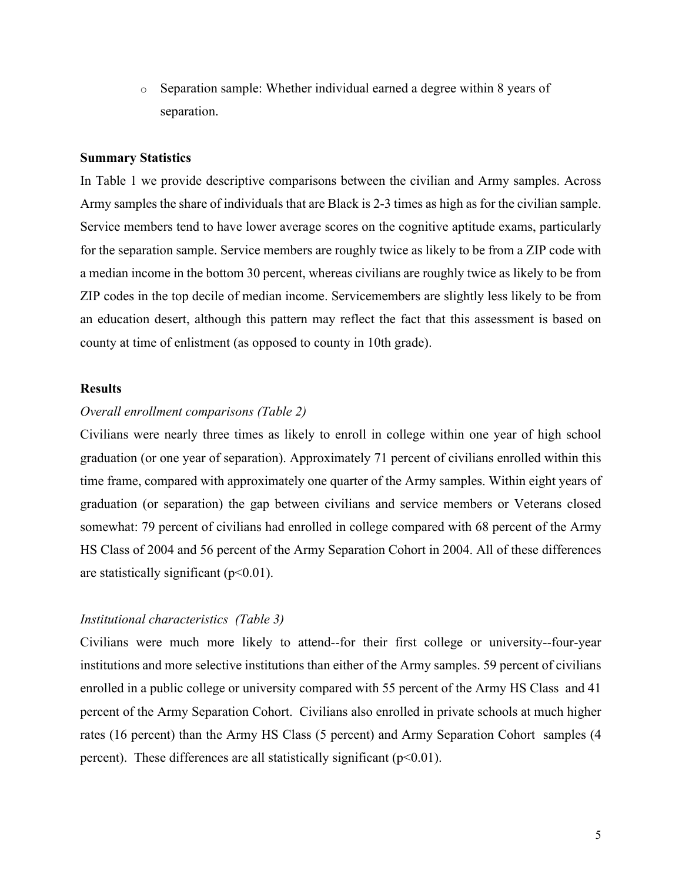- Separation sample: Whether individual earned a degree within 8 years of separation.

**Summary Statistics**

In Table 1 we provide descriptive comparisons between the civilian and Army samples. Across Army samples the share of individuals that are Black is 2-3 times as high as for the civilian sample. Service members tend to have lower average scores on the cognitive aptitude exams, particularly for the separation sample. Service members are roughly twice as likely to be from a ZIP code with a median income in the bottom 30 percent, whereas civilians are roughly twice as likely to be from ZIP codes in the top decile of median income. Servicemembers are slightly less likely to be from an education desert, although this pattern may reflect the fact that this assessment is based on county at time of enlistment (as opposed to county in 10th grade).

**Results**

*Overall enrollment comparisons (Table 2)*

Civilians were nearly three times as likely to enroll in college within one year of high school graduation (or one year of separation). Approximately 71 percent of civilians enrolled within this time frame, compared with approximately one quarter of the Army samples. Within eight years of graduation (or separation) the gap between civilians and service members or Veterans closed somewhat: 79 percent of civilians had enrolled in college compared with 68 percent of the Army HS Class of 2004 and 56 percent of the Army Separation Cohort in 2004. All of these differences are statistically significant ($p<0.01$).

*Institutional characteristics (Table 3)*

Civilians were much more likely to attend--for their first college or university--four-year institutions and more selective institutions than either of the Army samples. 59 percent of civilians enrolled in a public college or university compared with 55 percent of the Army HS Class and 41 percent of the Army Separation Cohort. Civilians also enrolled in private schools at much higher rates (16 percent) than the Army HS Class (5 percent) and Army Separation Cohort samples (4 percent). These differences are all statistically significant ($p<0.01$).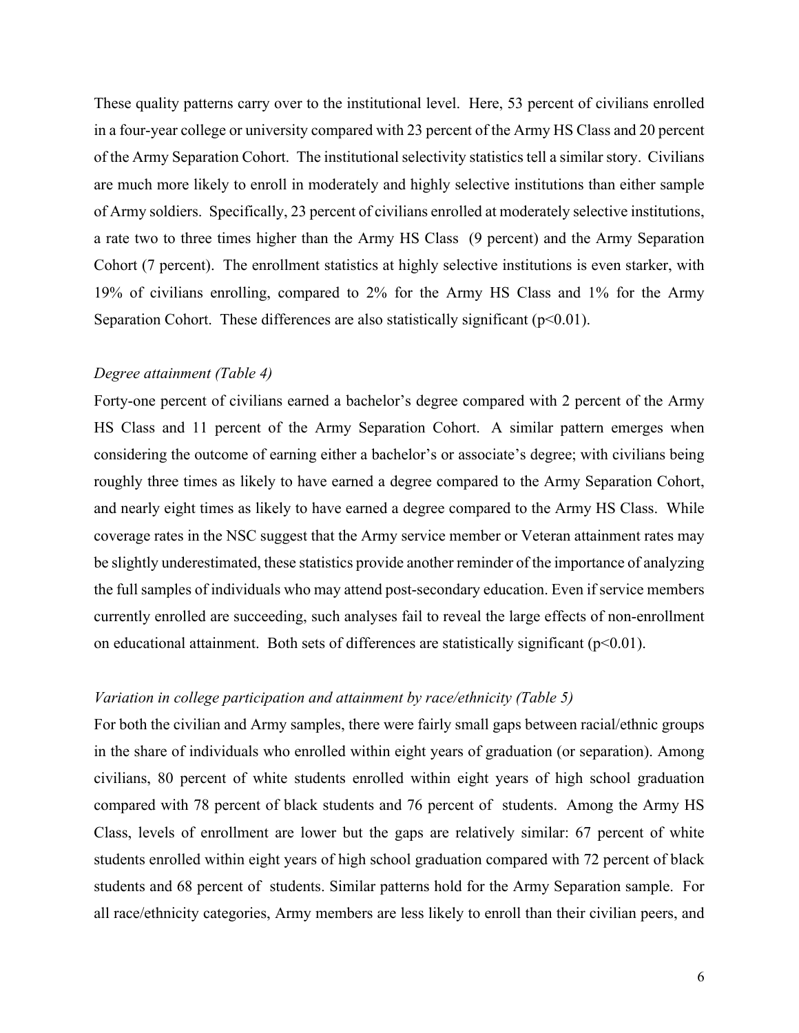These quality patterns carry over to the institutional level. Here, 53 percent of civilians enrolled in a four-year college or university compared with 23 percent of the Army HS Class and 20 percent of the Army Separation Cohort. The institutional selectivity statistics tell a similar story. Civilians are much more likely to enroll in moderately and highly selective institutions than either sample of Army soldiers. Specifically, 23 percent of civilians enrolled at moderately selective institutions, a rate two to three times higher than the Army HS Class (9 percent) and the Army Separation Cohort (7 percent). The enrollment statistics at highly selective institutions is even starker, with 19% of civilians enrolling, compared to 2% for the Army HS Class and 1% for the Army Separation Cohort. These differences are also statistically significant ($p<0.01$).

*Degree attainment (Table 4)*

Forty-one percent of civilians earned a bachelor's degree compared with 2 percent of the Army HS Class and 11 percent of the Army Separation Cohort. A similar pattern emerges when considering the outcome of earning either a bachelor's or associate's degree; with civilians being roughly three times as likely to have earned a degree compared to the Army Separation Cohort, and nearly eight times as likely to have earned a degree compared to the Army HS Class. While coverage rates in the NSC suggest that the Army service member or Veteran attainment rates may be slightly underestimated, these statistics provide another reminder of the importance of analyzing the full samples of individuals who may attend post-secondary education. Even if service members currently enrolled are succeeding, such analyses fail to reveal the large effects of non-enrollment on educational attainment. Both sets of differences are statistically significant ($p<0.01$).

*Variation in college participation and attainment by race/ethnicity (Table 5)*

For both the civilian and Army samples, there were fairly small gaps between racial/ethnic groups in the share of individuals who enrolled within eight years of graduation (or separation). Among civilians, 80 percent of white students enrolled within eight years of high school graduation compared with 78 percent of black students and 76 percent of students. Among the Army HS Class, levels of enrollment are lower but the gaps are relatively similar: 67 percent of white students enrolled within eight years of high school graduation compared with 72 percent of black students and 68 percent of students. Similar patterns hold for the Army Separation sample. For all race/ethnicity categories, Army members are less likely to enroll than their civilian peers, and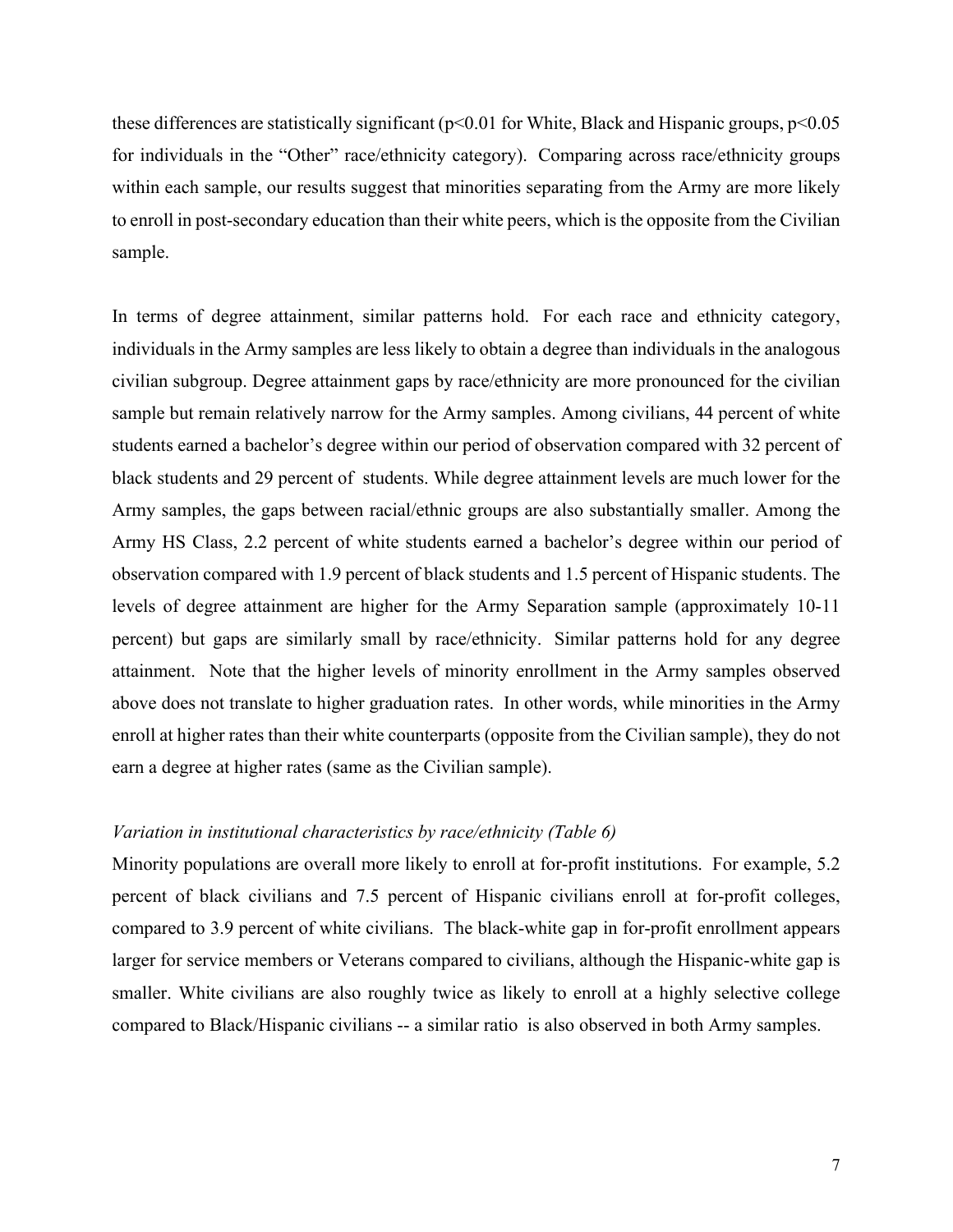these differences are statistically significant ($p<0.01$ for White, Black and Hispanic groups, $p<0.05$ for individuals in the "Other" race/ethnicity category). Comparing across race/ethnicity groups within each sample, our results suggest that minorities separating from the Army are more likely to enroll in post-secondary education than their white peers, which is the opposite from the Civilian sample.

In terms of degree attainment, similar patterns hold. For each race and ethnicity category, individuals in the Army samples are less likely to obtain a degree than individuals in the analogous civilian subgroup. Degree attainment gaps by race/ethnicity are more pronounced for the civilian sample but remain relatively narrow for the Army samples. Among civilians, 44 percent of white students earned a bachelor's degree within our period of observation compared with 32 percent of black students and 29 percent of  students. While degree attainment levels are much lower for the Army samples, the gaps between racial/ethnic groups are also substantially smaller. Among the Army HS Class, 2.2 percent of white students earned a bachelor's degree within our period of observation compared with 1.9 percent of black students and 1.5 percent of Hispanic students. The levels of degree attainment are higher for the Army Separation sample (approximately 10-11 percent) but gaps are similarly small by race/ethnicity. Similar patterns hold for any degree attainment. Note that the higher levels of minority enrollment in the Army samples observed above does not translate to higher graduation rates. In other words, while minorities in the Army enroll at higher rates than their white counterparts (opposite from the Civilian sample), they do not earn a degree at higher rates (same as the Civilian sample).

*Variation in institutional characteristics by race/ethnicity (Table 6)*

Minority populations are overall more likely to enroll at for-profit institutions. For example, 5.2 percent of black civilians and 7.5 percent of Hispanic civilians enroll at for-profit colleges, compared to 3.9 percent of white civilians. The black-white gap in for-profit enrollment appears larger for service members or Veterans compared to civilians, although the Hispanic-white gap is smaller. White civilians are also roughly twice as likely to enroll at a highly selective college compared to Black/Hispanic civilians -- a similar ratio is also observed in both Army samples.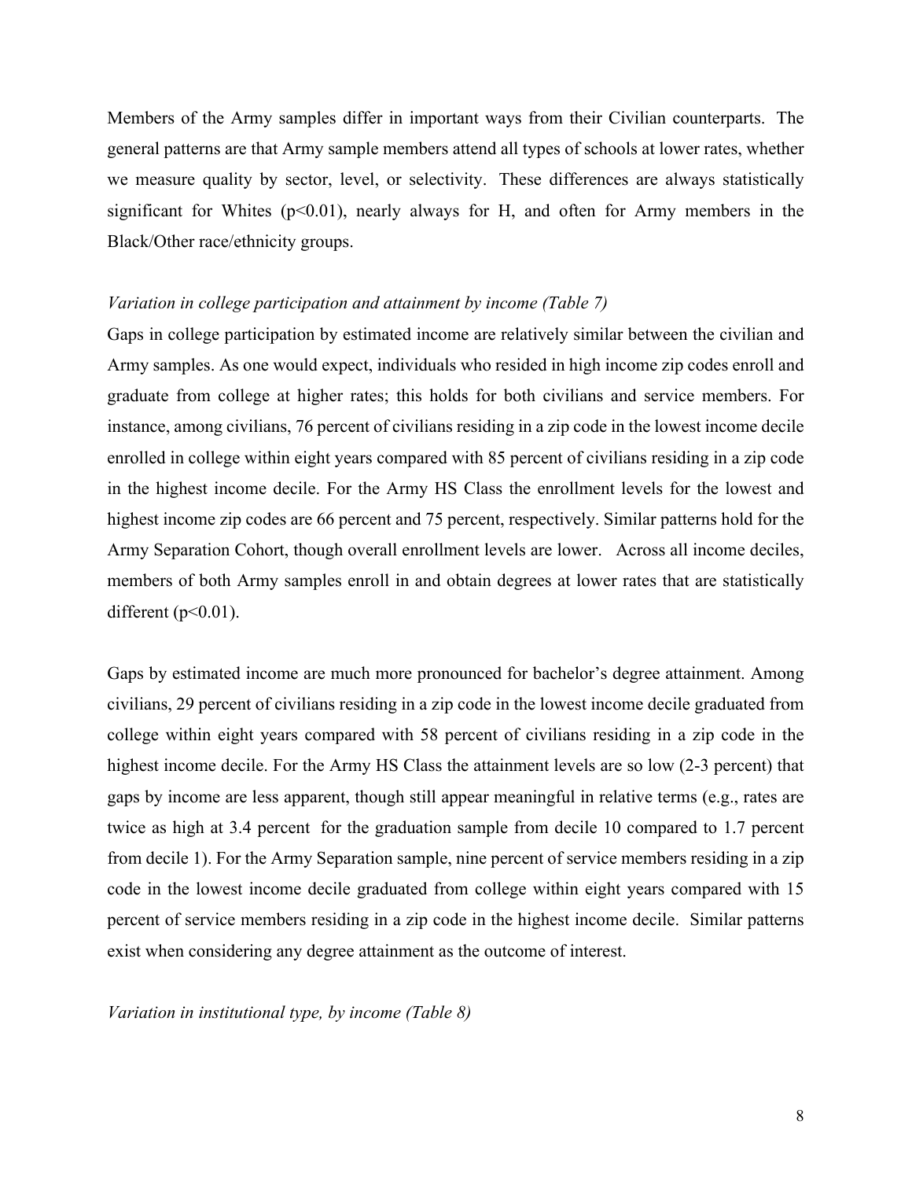Members of the Army samples differ in important ways from their Civilian counterparts. The general patterns are that Army sample members attend all types of schools at lower rates, whether we measure quality by sector, level, or selectivity. These differences are always statistically significant for Whites ($p<0.01$), nearly always for H, and often for Army members in the Black/Other race/ethnicity groups.

*Variation in college participation and attainment by income (Table 7)*

Gaps in college participation by estimated income are relatively similar between the civilian and Army samples. As one would expect, individuals who resided in high income zip codes enroll and graduate from college at higher rates; this holds for both civilians and service members. For instance, among civilians, 76 percent of civilians residing in a zip code in the lowest income decile enrolled in college within eight years compared with 85 percent of civilians residing in a zip code in the highest income decile. For the Army HS Class the enrollment levels for the lowest and highest income zip codes are 66 percent and 75 percent, respectively. Similar patterns hold for the Army Separation Cohort, though overall enrollment levels are lower. Across all income deciles, members of both Army samples enroll in and obtain degrees at lower rates that are statistically different ($p<0.01$).

Gaps by estimated income are much more pronounced for bachelor's degree attainment. Among civilians, 29 percent of civilians residing in a zip code in the lowest income decile graduated from college within eight years compared with 58 percent of civilians residing in a zip code in the highest income decile. For the Army HS Class the attainment levels are so low (2-3 percent) that gaps by income are less apparent, though still appear meaningful in relative terms (e.g., rates are twice as high at 3.4 percent for the graduation sample from decile 10 compared to 1.7 percent from decile 1). For the Army Separation sample, nine percent of service members residing in a zip code in the lowest income decile graduated from college within eight years compared with 15 percent of service members residing in a zip code in the highest income decile. Similar patterns exist when considering any degree attainment as the outcome of interest.

*Variation in institutional type, by income (Table 8)*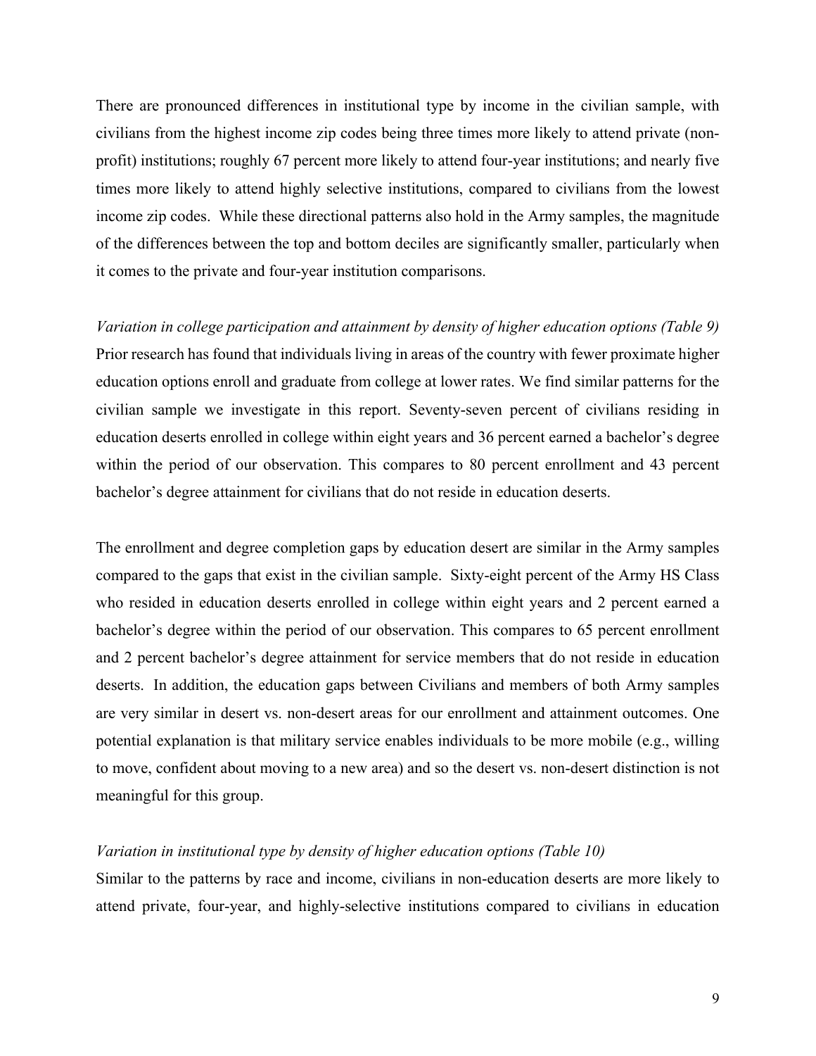There are pronounced differences in institutional type by income in the civilian sample, with civilians from the highest income zip codes being three times more likely to attend private (non-profit) institutions; roughly 67 percent more likely to attend four-year institutions; and nearly five times more likely to attend highly selective institutions, compared to civilians from the lowest income zip codes. While these directional patterns also hold in the Army samples, the magnitude of the differences between the top and bottom deciles are significantly smaller, particularly when it comes to the private and four-year institution comparisons.

*Variation in college participation and attainment by density of higher education options (Table 9)*

Prior research has found that individuals living in areas of the country with fewer proximate higher education options enroll and graduate from college at lower rates. We find similar patterns for the civilian sample we investigate in this report. Seventy-seven percent of civilians residing in education deserts enrolled in college within eight years and 36 percent earned a bachelor's degree within the period of our observation. This compares to 80 percent enrollment and 43 percent bachelor's degree attainment for civilians that do not reside in education deserts.

The enrollment and degree completion gaps by education desert are similar in the Army samples compared to the gaps that exist in the civilian sample. Sixty-eight percent of the Army HS Class who resided in education deserts enrolled in college within eight years and 2 percent earned a bachelor's degree within the period of our observation. This compares to 65 percent enrollment and 2 percent bachelor's degree attainment for service members that do not reside in education deserts. In addition, the education gaps between Civilians and members of both Army samples are very similar in desert vs. non-desert areas for our enrollment and attainment outcomes. One potential explanation is that military service enables individuals to be more mobile (e.g., willing to move, confident about moving to a new area) and so the desert vs. non-desert distinction is not meaningful for this group.

*Variation in institutional type by density of higher education options (Table 10)*

Similar to the patterns by race and income, civilians in non-education deserts are more likely to attend private, four-year, and highly-selective institutions compared to civilians in education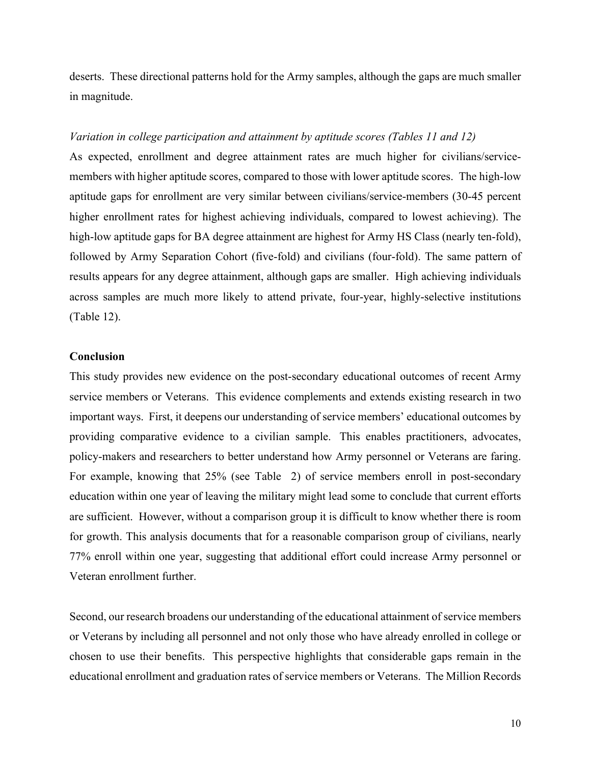deserts. These directional patterns hold for the Army samples, although the gaps are much smaller in magnitude.

*Variation in college participation and attainment by aptitude scores (Tables 11 and 12)*

As expected, enrollment and degree attainment rates are much higher for civilians/service-members with higher aptitude scores, compared to those with lower aptitude scores. The high-low aptitude gaps for enrollment are very similar between civilians/service-members (30-45 percent higher enrollment rates for highest achieving individuals, compared to lowest achieving). The high-low aptitude gaps for BA degree attainment are highest for Army HS Class (nearly ten-fold), followed by Army Separation Cohort (five-fold) and civilians (four-fold). The same pattern of results appears for any degree attainment, although gaps are smaller. High achieving individuals across samples are much more likely to attend private, four-year, highly-selective institutions (Table 12).

## Conclusion

This study provides new evidence on the post-secondary educational outcomes of recent Army service members or Veterans. This evidence complements and extends existing research in two important ways. First, it deepens our understanding of service members' educational outcomes by providing comparative evidence to a civilian sample. This enables practitioners, advocates, policy-makers and researchers to better understand how Army personnel or Veterans are faring. For example, knowing that 25% (see Table 2) of service members enroll in post-secondary education within one year of leaving the military might lead some to conclude that current efforts are sufficient. However, without a comparison group it is difficult to know whether there is room for growth. This analysis documents that for a reasonable comparison group of civilians, nearly 77% enroll within one year, suggesting that additional effort could increase Army personnel or Veteran enrollment further.

Second, our research broadens our understanding of the educational attainment of service members or Veterans by including all personnel and not only those who have already enrolled in college or chosen to use their benefits. This perspective highlights that considerable gaps remain in the educational enrollment and graduation rates of service members or Veterans. The Million Records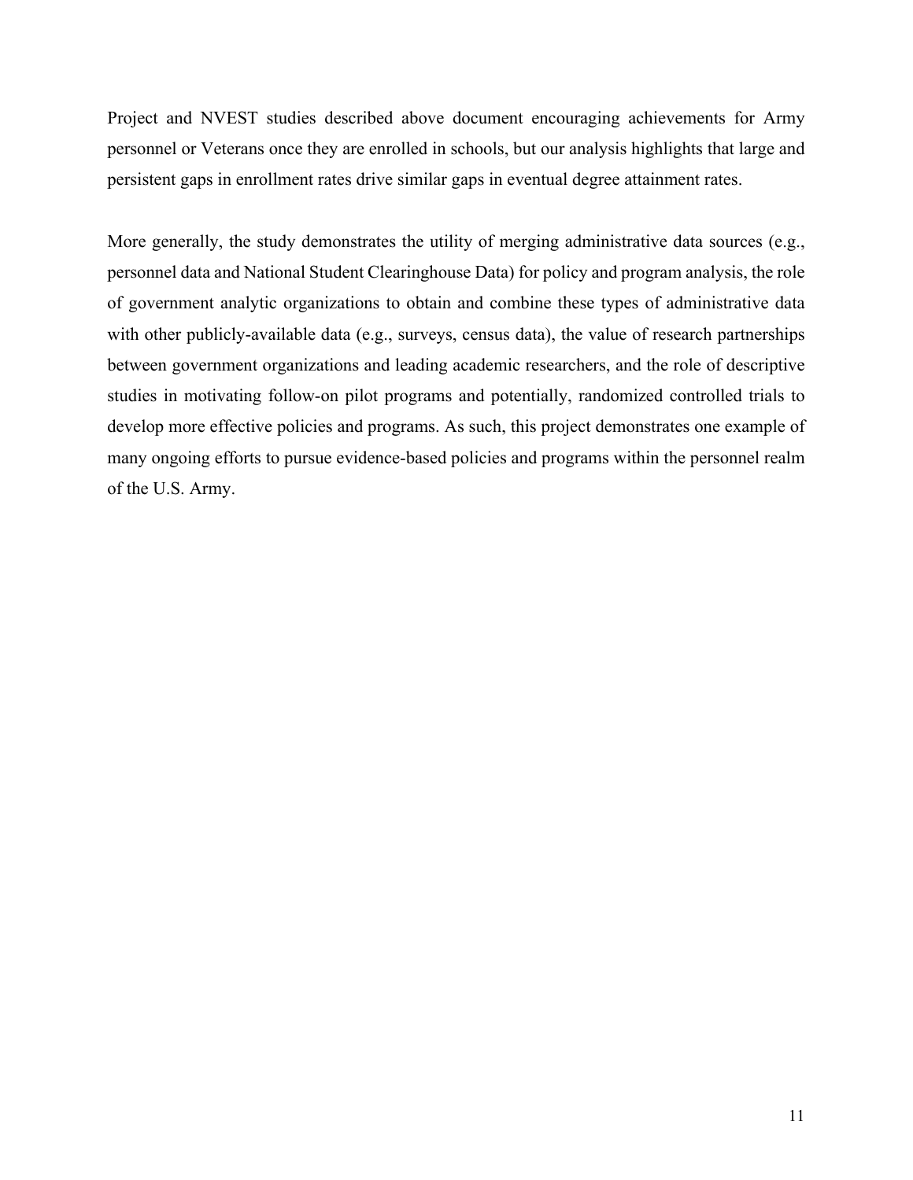Project and NVEST studies described above document encouraging achievements for Army personnel or Veterans once they are enrolled in schools, but our analysis highlights that large and persistent gaps in enrollment rates drive similar gaps in eventual degree attainment rates.

More generally, the study demonstrates the utility of merging administrative data sources (e.g., personnel data and National Student Clearinghouse Data) for policy and program analysis, the role of government analytic organizations to obtain and combine these types of administrative data with other publicly-available data (e.g., surveys, census data), the value of research partnerships between government organizations and leading academic researchers, and the role of descriptive studies in motivating follow-on pilot programs and potentially, randomized controlled trials to develop more effective policies and programs. As such, this project demonstrates one example of many ongoing efforts to pursue evidence-based policies and programs within the personnel realm of the U.S. Army.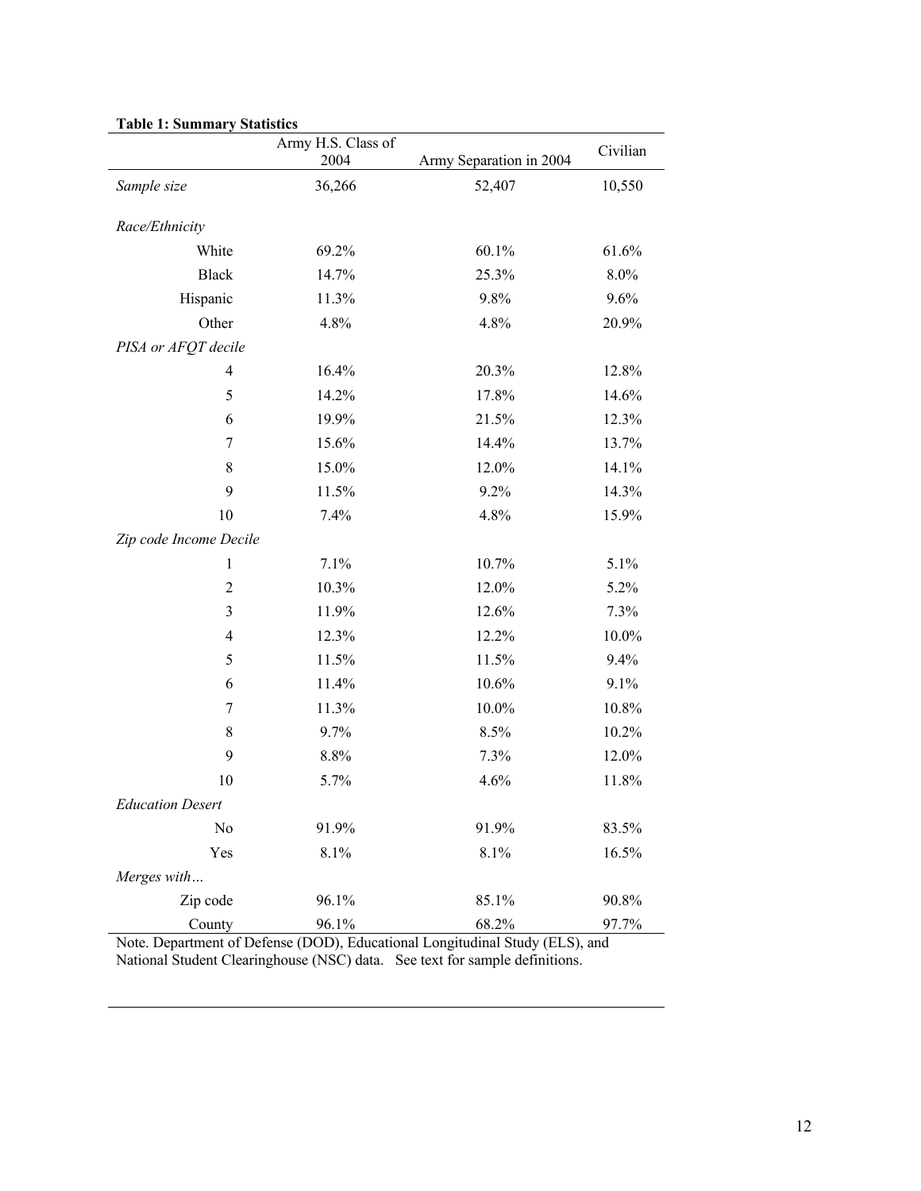**Table 1: Summary Statistics**

| | Army H.S. Class of 2004 | Army Separation in 2004 | Civilian |
|---|---|---|---|
| *Sample size* | 36,266 | 52,407 | 10,550 |
| *Race/Ethnicity* | | | |
| White | 69.2% | 60.1% | 61.6% |
| Black | 14.7% | 25.3% | 8.0% |
| Hispanic | 11.3% | 9.8% | 9.6% |
| Other | 4.8% | 4.8% | 20.9% |
| *PISA or AFQT decile* | | | |
| 4 | 16.4% | 20.3% | 12.8% |
| 5 | 14.2% | 17.8% | 14.6% |
| 6 | 19.9% | 21.5% | 12.3% |
| 7 | 15.6% | 14.4% | 13.7% |
| 8 | 15.0% | 12.0% | 14.1% |
| 9 | 11.5% | 9.2% | 14.3% |
| 10 | 7.4% | 4.8% | 15.9% |
| *Zip code Income Decile* | | | |
| 1 | 7.1% | 10.7% | 5.1% |
| 2 | 10.3% | 12.0% | 5.2% |
| 3 | 11.9% | 12.6% | 7.3% |
| 4 | 12.3% | 12.2% | 10.0% |
| 5 | 11.5% | 11.5% | 9.4% |
| 6 | 11.4% | 10.6% | 9.1% |
| 7 | 11.3% | 10.0% | 10.8% |
| 8 | 9.7% | 8.5% | 10.2% |
| 9 | 8.8% | 7.3% | 12.0% |
| 10 | 5.7% | 4.6% | 11.8% |
| *Education Desert* | | | |
| No | 91.9% | 91.9% | 83.5% |
| Yes | 8.1% | 8.1% | 16.5% |
| *Merges with…* | | | |
| Zip code | 96.1% | 85.1% | 90.8% |
| County | 96.1% | 68.2% | 97.7% |

Note. Department of Defense (DOD), Educational Longitudinal Study (ELS), and National Student Clearinghouse (NSC) data. See text for sample definitions.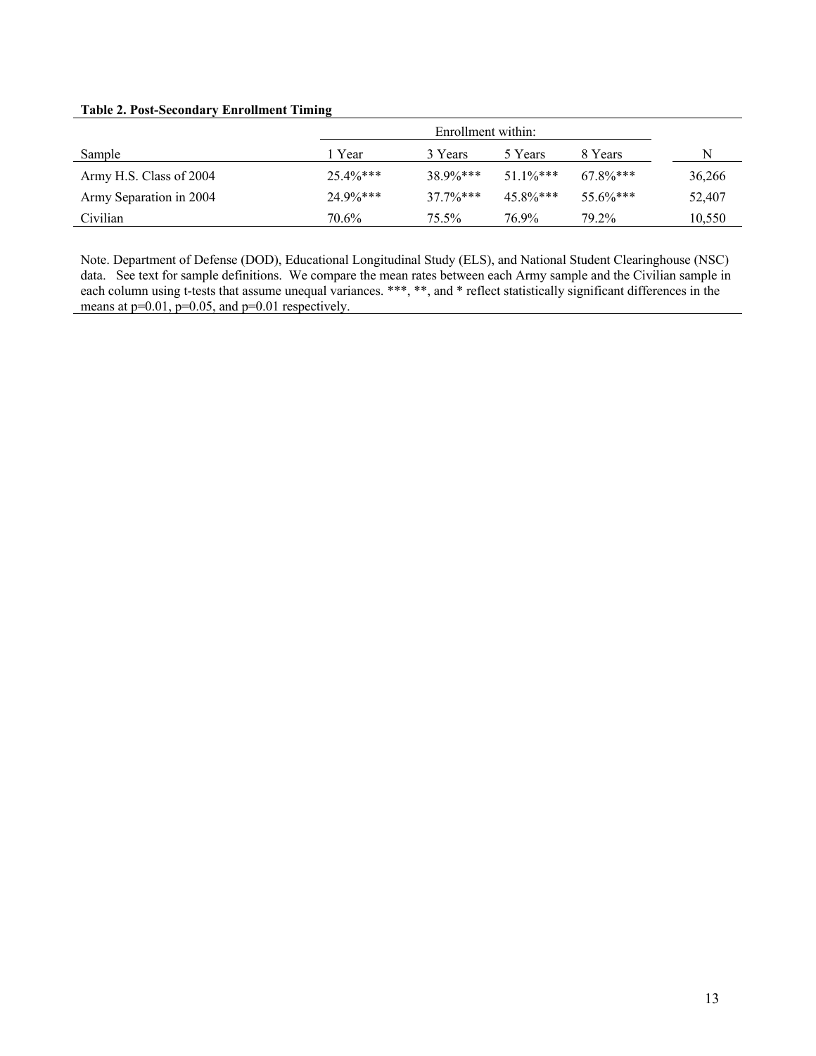**Table 2. Post-Secondary Enrollment Timing**

| | Enrollment within: | | | | |
|---|---|---|---|---|---|
| Sample | 1 Year | 3 Years | 5 Years | 8 Years | N |
| Army H.S. Class of 2004 | 25.4%*** | 38.9%*** | 51.1%*** | 67.8%*** | 36,266 |
| Army Separation in 2004 | 24.9%*** | 37.7%*** | 45.8%*** | 55.6%*** | 52,407 |
| Civilian | 70.6% | 75.5% | 76.9% | 79.2% | 10,550 |

Note. Department of Defense (DOD), Educational Longitudinal Study (ELS), and National Student Clearinghouse (NSC) data. See text for sample definitions. We compare the mean rates between each Army sample and the Civilian sample in each column using t-tests that assume unequal variances. ***, **, and * reflect statistically significant differences in the means at p=0.01, p=0.05, and p=0.01 respectively.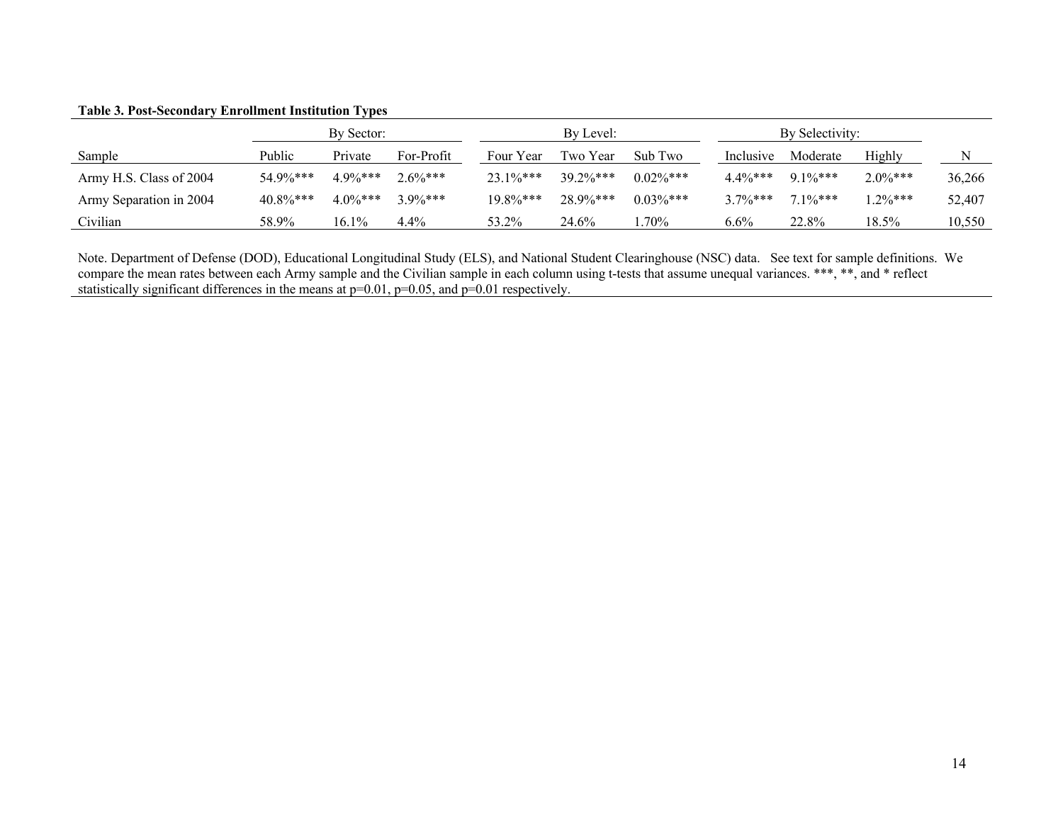**Table 3. Post-Secondary Enrollment Institution Types**

| | By Sector: | | | By Level: | | | By Selectivity: | | | |
|---|---|---|---|---|---|---|---|---|---|---|
| Sample | Public | Private | For-Profit | Four Year | Two Year | Sub Two | Inclusive | Moderate | Highly | N |
| Army H.S. Class of 2004 | 54.9%*** | 4.9%*** | 2.6%*** | 23.1%*** | 39.2%*** | 0.02%*** | 4.4%*** | 9.1%*** | 2.0%*** | 36,266 |
| Army Separation in 2004 | 40.8%*** | 4.0%*** | 3.9%*** | 19.8%*** | 28.9%*** | 0.03%*** | 3.7%*** | 7.1%*** | 1.2%*** | 52,407 |
| Civilian | 58.9% | 16.1% | 4.4% | 53.2% | 24.6% | 1.70% | 6.6% | 22.8% | 18.5% | 10,550 |

Note. Department of Defense (DOD), Educational Longitudinal Study (ELS), and National Student Clearinghouse (NSC) data. See text for sample definitions. We compare the mean rates between each Army sample and the Civilian sample in each column using t-tests that assume unequal variances. ***, **, and * reflect statistically significant differences in the means at p=0.01, p=0.05, and p=0.01 respectively.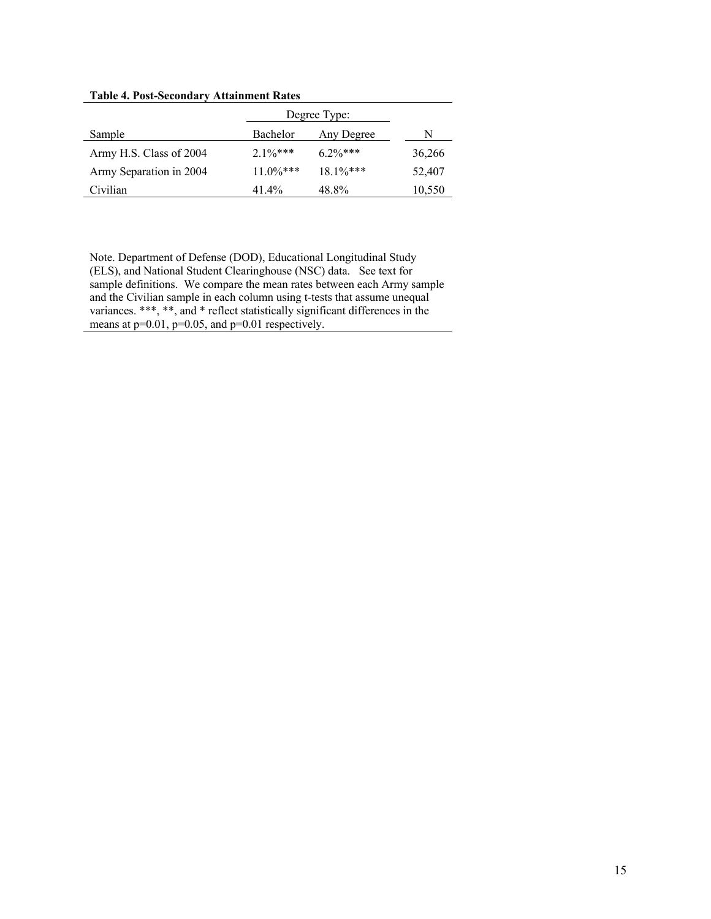**Table 4. Post-Secondary Attainment Rates**

| | Degree Type: | | |
|---|---|---|---|
| Sample | Bachelor | Any Degree | N |
| Army H.S. Class of 2004 | 2.1%*** | 6.2%*** | 36,266 |
| Army Separation in 2004 | 11.0%*** | 18.1%*** | 52,407 |
| Civilian | 41.4% | 48.8% | 10,550 |

Note. Department of Defense (DOD), Educational Longitudinal Study (ELS), and National Student Clearinghouse (NSC) data. See text for sample definitions. We compare the mean rates between each Army sample and the Civilian sample in each column using t-tests that assume unequal variances. ***, **, and * reflect statistically significant differences in the means at p=0.01, p=0.05, and p=0.01 respectively.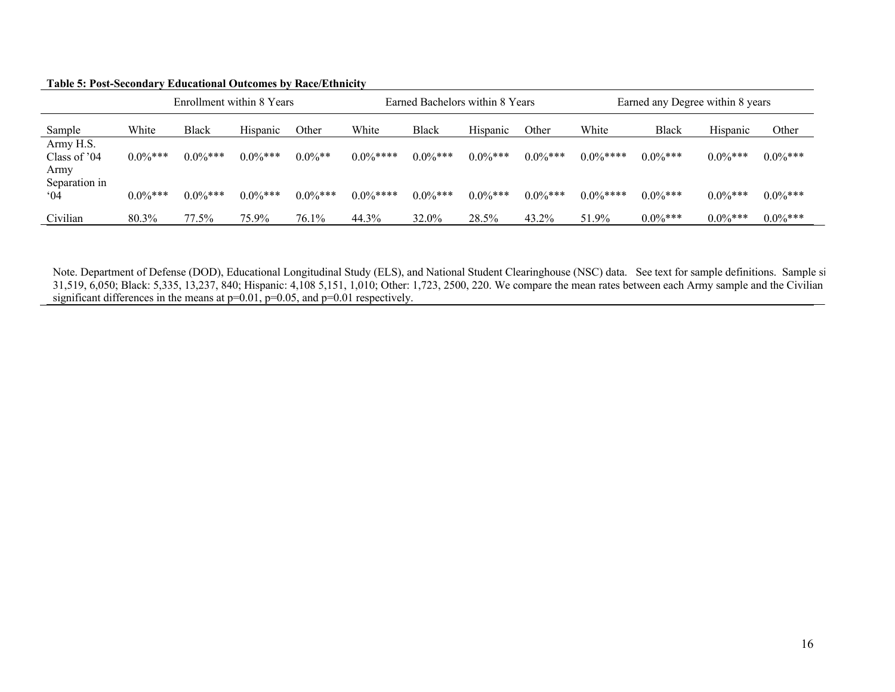**Table 5: Post-Secondary Educational Outcomes by Race/Ethnicity**

| | Enrollment within 8 Years | | | | Earned Bachelors within 8 Years | | | | Earned any Degree within 8 years | | | |
|---|---|---|---|---|---|---|---|---|---|---|---|---|
| Sample | White | Black | Hispanic | Other | White | Black | Hispanic | Other | White | Black | Hispanic | Other |
| Army H.S. Class of '04 | 0.0%*** | 0.0%*** | 0.0%*** | 0.0%** | 0.0%**** | 0.0%*** | 0.0%*** | 0.0%*** | 0.0%**** | 0.0%*** | 0.0%*** | 0.0%*** |
| Army Separation in '04 | 0.0%*** | 0.0%*** | 0.0%*** | 0.0%*** | 0.0%**** | 0.0%*** | 0.0%*** | 0.0%*** | 0.0%**** | 0.0%*** | 0.0%*** | 0.0%*** |
| Civilian | 80.3% | 77.5% | 75.9% | 76.1% | 44.3% | 32.0% | 28.5% | 43.2% | 51.9% | 0.0%*** | 0.0%*** | 0.0%*** |

Note. Department of Defense (DOD), Educational Longitudinal Study (ELS), and National Student Clearinghouse (NSC) data. See text for sample definitions. Sample si 31,519, 6,050; Black: 5,335, 13,237, 840; Hispanic: 4,108 5,151, 1,010; Other: 1,723, 2500, 220. We compare the mean rates between each Army sample and the Civilian significant differences in the means at p=0.01, p=0.05, and p=0.01 respectively.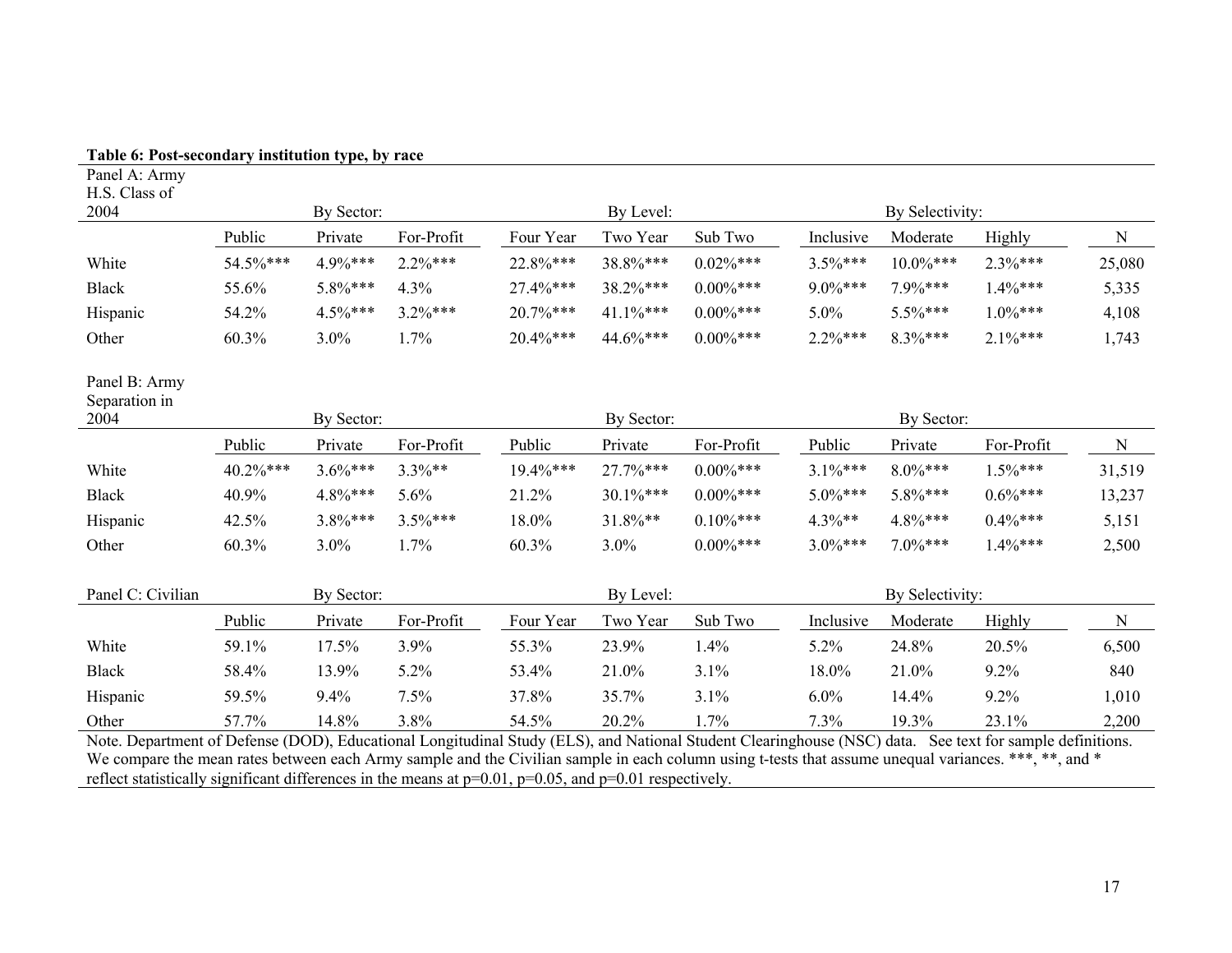**Table 6: Post-secondary institution type, by race**

| Panel A: Army H.S. Class of 2004 | By Sector: | | | By Level: | | | By Selectivity: | | | |
|---|---|---|---|---|---|---|---|---|---|---|
| | Public | Private | For-Profit | Four Year | Two Year | Sub Two | Inclusive | Moderate | Highly | N |
| White | 54.5%*** | 4.9%*** | 2.2%*** | 22.8%*** | 38.8%*** | 0.02%*** | 3.5%*** | 10.0%*** | 2.3%*** | 25,080 |
| Black | 55.6% | 5.8%*** | 4.3% | 27.4%*** | 38.2%*** | 0.00%*** | 9.0%*** | 7.9%*** | 1.4%*** | 5,335 |
| Hispanic | 54.2% | 4.5%*** | 3.2%*** | 20.7%*** | 41.1%*** | 0.00%*** | 5.0% | 5.5%*** | 1.0%*** | 4,108 |
| Other | 60.3% | 3.0% | 1.7% | 20.4%*** | 44.6%*** | 0.00%*** | 2.2%*** | 8.3%*** | 2.1%*** | 1,743 |
| **Panel B: Army Separation in 2004** | By Sector: | | | By Sector: | | | By Sector: | | | |
| | Public | Private | For-Profit | Public | Private | For-Profit | Public | Private | For-Profit | N |
| White | 40.2%*** | 3.6%*** | 3.3%** | 19.4%*** | 27.7%*** | 0.00%*** | 3.1%*** | 8.0%*** | 1.5%*** | 31,519 |
| Black | 40.9% | 4.8%*** | 5.6% | 21.2% | 30.1%*** | 0.00%*** | 5.0%*** | 5.8%*** | 0.6%*** | 13,237 |
| Hispanic | 42.5% | 3.8%*** | 3.5%*** | 18.0% | 31.8%** | 0.10%*** | 4.3%** | 4.8%*** | 0.4%*** | 5,151 |
| Other | 60.3% | 3.0% | 1.7% | 60.3% | 3.0% | 0.00%*** | 3.0%*** | 7.0%*** | 1.4%*** | 2,500 |
| **Panel C: Civilian** | By Sector: | | | By Level: | | | By Selectivity: | | | |
| | Public | Private | For-Profit | Four Year | Two Year | Sub Two | Inclusive | Moderate | Highly | N |
| White | 59.1% | 17.5% | 3.9% | 55.3% | 23.9% | 1.4% | 5.2% | 24.8% | 20.5% | 6,500 |
| Black | 58.4% | 13.9% | 5.2% | 53.4% | 21.0% | 3.1% | 18.0% | 21.0% | 9.2% | 840 |
| Hispanic | 59.5% | 9.4% | 7.5% | 37.8% | 35.7% | 3.1% | 6.0% | 14.4% | 9.2% | 1,010 |
| Other | 57.7% | 14.8% | 3.8% | 54.5% | 20.2% | 1.7% | 7.3% | 19.3% | 23.1% | 2,200 |

Note. Department of Defense (DOD), Educational Longitudinal Study (ELS), and National Student Clearinghouse (NSC) data. See text for sample definitions. We compare the mean rates between each Army sample and the Civilian sample in each column using t-tests that assume unequal variances. ***, **, and * reflect statistically significant differences in the means at p=0.01, p=0.05, and p=0.01 respectively.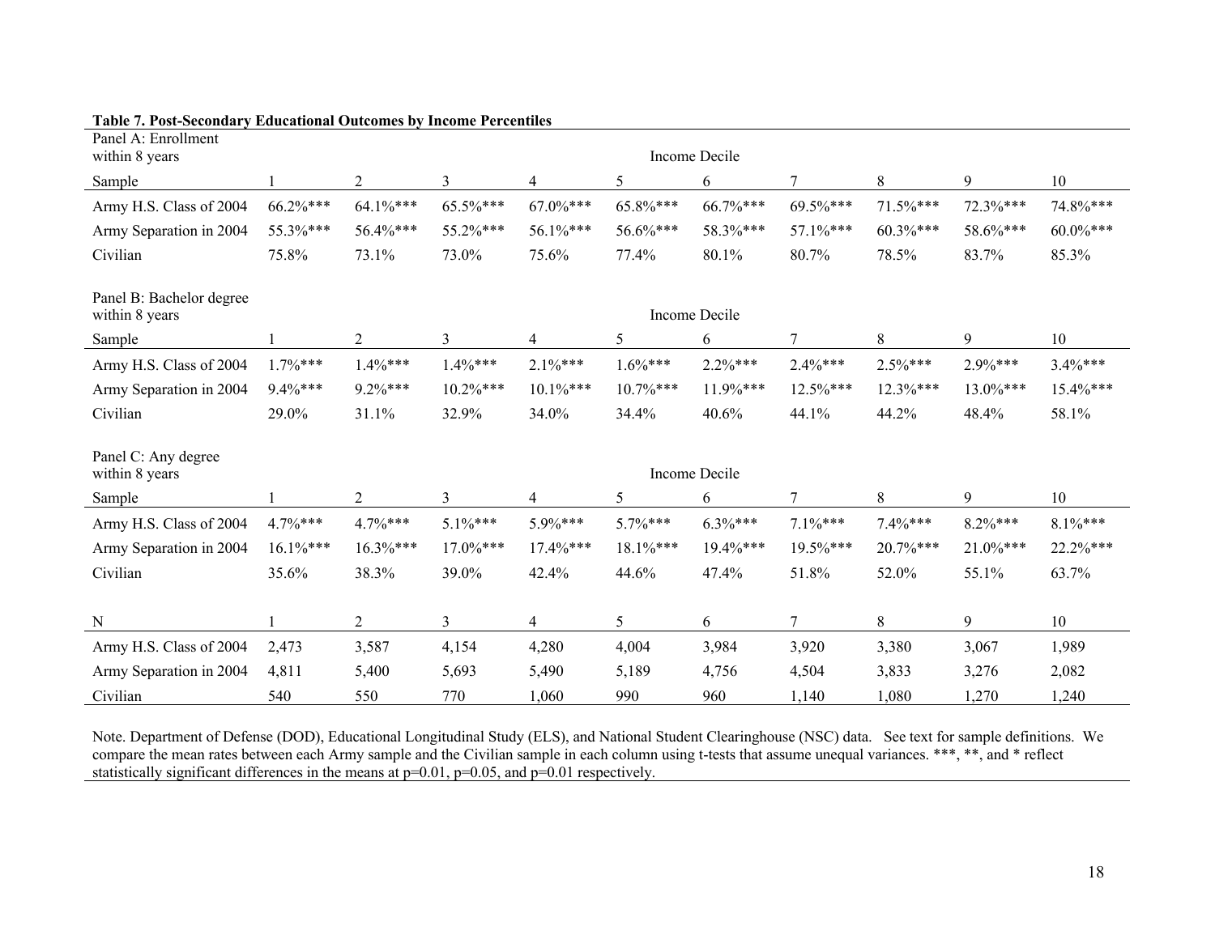**Table 7. Post-Secondary Educational Outcomes by Income Percentiles**

| Panel A: Enrollment within 8 years | Income Decile | | | | | | | | | |
|---|---|---|---|---|---|---|---|---|---|---|
| Sample | 1 | 2 | 3 | 4 | 5 | 6 | 7 | 8 | 9 | 10 |
| Army H.S. Class of 2004 | 66.2%*** | 64.1%*** | 65.5%*** | 67.0%*** | 65.8%*** | 66.7%*** | 69.5%*** | 71.5%*** | 72.3%*** | 74.8%*** |
| Army Separation in 2004 | 55.3%*** | 56.4%*** | 55.2%*** | 56.1%*** | 56.6%*** | 58.3%*** | 57.1%*** | 60.3%*** | 58.6%*** | 60.0%*** |
| Civilian | 75.8% | 73.1% | 73.0% | 75.6% | 77.4% | 80.1% | 80.7% | 78.5% | 83.7% | 85.3% |

| Panel B: Bachelor degree within 8 years | Income Decile | | | | | | | | | |
|---|---|---|---|---|---|---|---|---|---|---|
| Sample | 1 | 2 | 3 | 4 | 5 | 6 | 7 | 8 | 9 | 10 |
| Army H.S. Class of 2004 | 1.7%*** | 1.4%*** | 1.4%*** | 2.1%*** | 1.6%*** | 2.2%*** | 2.4%*** | 2.5%*** | 2.9%*** | 3.4%*** |
| Army Separation in 2004 | 9.4%*** | 9.2%*** | 10.2%*** | 10.1%*** | 10.7%*** | 11.9%*** | 12.5%*** | 12.3%*** | 13.0%*** | 15.4%*** |
| Civilian | 29.0% | 31.1% | 32.9% | 34.0% | 34.4% | 40.6% | 44.1% | 44.2% | 48.4% | 58.1% |

| Panel C: Any degree within 8 years | Income Decile | | | | | | | | | |
|---|---|---|---|---|---|---|---|---|---|---|
| Sample | 1 | 2 | 3 | 4 | 5 | 6 | 7 | 8 | 9 | 10 |
| Army H.S. Class of 2004 | 4.7%*** | 4.7%*** | 5.1%*** | 5.9%*** | 5.7%*** | 6.3%*** | 7.1%*** | 7.4%*** | 8.2%*** | 8.1%*** |
| Army Separation in 2004 | 16.1%*** | 16.3%*** | 17.0%*** | 17.4%*** | 18.1%*** | 19.4%*** | 19.5%*** | 20.7%*** | 21.0%*** | 22.2%*** |
| Civilian | 35.6% | 38.3% | 39.0% | 42.4% | 44.6% | 47.4% | 51.8% | 52.0% | 55.1% | 63.7% |

| N | 1 | 2 | 3 | 4 | 5 | 6 | 7 | 8 | 9 | 10 |
|---|---|---|---|---|---|---|---|---|---|---|
| Army H.S. Class of 2004 | 2,473 | 3,587 | 4,154 | 4,280 | 4,004 | 3,984 | 3,920 | 3,380 | 3,067 | 1,989 |
| Army Separation in 2004 | 4,811 | 5,400 | 5,693 | 5,490 | 5,189 | 4,756 | 4,504 | 3,833 | 3,276 | 2,082 |
| Civilian | 540 | 550 | 770 | 1,060 | 990 | 960 | 1,140 | 1,080 | 1,270 | 1,240 |

Note. Department of Defense (DOD), Educational Longitudinal Study (ELS), and National Student Clearinghouse (NSC) data. See text for sample definitions. We compare the mean rates between each Army sample and the Civilian sample in each column using t-tests that assume unequal variances. ***, **, and * reflect statistically significant differences in the means at p=0.01, p=0.05, and p=0.01 respectively.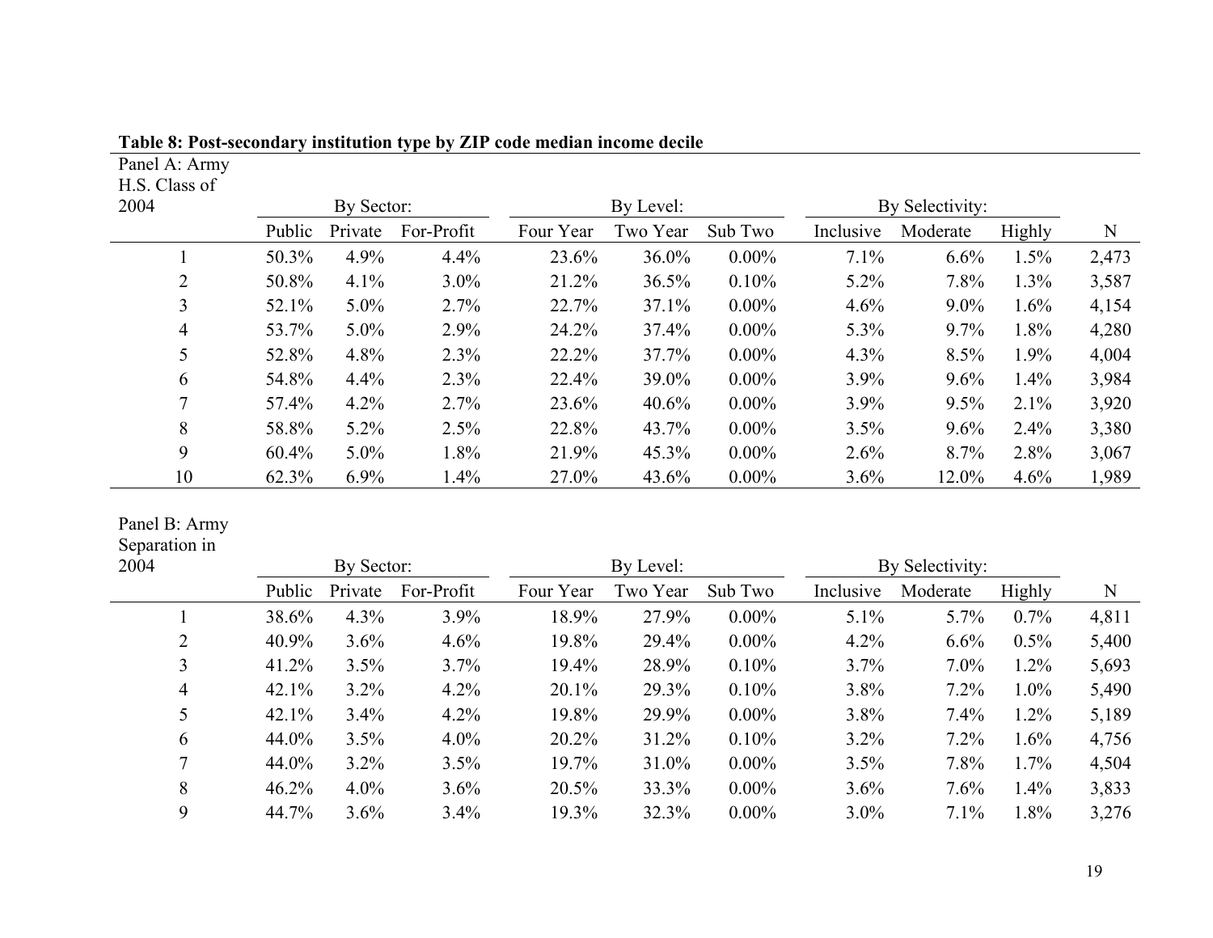**Table 8: Post-secondary institution type by ZIP code median income decile**

Panel A: Army H.S. Class of 2004

| | By Sector: | | | By Level: | | | By Selectivity: | | | |
|---|---|---|---|---|---|---|---|---|---|---|
| | Public | Private | For-Profit | Four Year | Two Year | Sub Two | Inclusive | Moderate | Highly | N |
| 1 | 50.3% | 4.9% | 4.4% | 23.6% | 36.0% | 0.00% | 7.1% | 6.6% | 1.5% | 2,473 |
| 2 | 50.8% | 4.1% | 3.0% | 21.2% | 36.5% | 0.10% | 5.2% | 7.8% | 1.3% | 3,587 |
| 3 | 52.1% | 5.0% | 2.7% | 22.7% | 37.1% | 0.00% | 4.6% | 9.0% | 1.6% | 4,154 |
| 4 | 53.7% | 5.0% | 2.9% | 24.2% | 37.4% | 0.00% | 5.3% | 9.7% | 1.8% | 4,280 |
| 5 | 52.8% | 4.8% | 2.3% | 22.2% | 37.7% | 0.00% | 4.3% | 8.5% | 1.9% | 4,004 |
| 6 | 54.8% | 4.4% | 2.3% | 22.4% | 39.0% | 0.00% | 3.9% | 9.6% | 1.4% | 3,984 |
| 7 | 57.4% | 4.2% | 2.7% | 23.6% | 40.6% | 0.00% | 3.9% | 9.5% | 2.1% | 3,920 |
| 8 | 58.8% | 5.2% | 2.5% | 22.8% | 43.7% | 0.00% | 3.5% | 9.6% | 2.4% | 3,380 |
| 9 | 60.4% | 5.0% | 1.8% | 21.9% | 45.3% | 0.00% | 2.6% | 8.7% | 2.8% | 3,067 |
| 10 | 62.3% | 6.9% | 1.4% | 27.0% | 43.6% | 0.00% | 3.6% | 12.0% | 4.6% | 1,989 |

Panel B: Army Separation in 2004

| | By Sector: | | | By Level: | | | By Selectivity: | | | |
|---|---|---|---|---|---|---|---|---|---|---|
| | Public | Private | For-Profit | Four Year | Two Year | Sub Two | Inclusive | Moderate | Highly | N |
| 1 | 38.6% | 4.3% | 3.9% | 18.9% | 27.9% | 0.00% | 5.1% | 5.7% | 0.7% | 4,811 |
| 2 | 40.9% | 3.6% | 4.6% | 19.8% | 29.4% | 0.00% | 4.2% | 6.6% | 0.5% | 5,400 |
| 3 | 41.2% | 3.5% | 3.7% | 19.4% | 28.9% | 0.10% | 3.7% | 7.0% | 1.2% | 5,693 |
| 4 | 42.1% | 3.2% | 4.2% | 20.1% | 29.3% | 0.10% | 3.8% | 7.2% | 1.0% | 5,490 |
| 5 | 42.1% | 3.4% | 4.2% | 19.8% | 29.9% | 0.00% | 3.8% | 7.4% | 1.2% | 5,189 |
| 6 | 44.0% | 3.5% | 4.0% | 20.2% | 31.2% | 0.10% | 3.2% | 7.2% | 1.6% | 4,756 |
| 7 | 44.0% | 3.2% | 3.5% | 19.7% | 31.0% | 0.00% | 3.5% | 7.8% | 1.7% | 4,504 |
| 8 | 46.2% | 4.0% | 3.6% | 20.5% | 33.3% | 0.00% | 3.6% | 7.6% | 1.4% | 3,833 |
| 9 | 44.7% | 3.6% | 3.4% | 19.3% | 32.3% | 0.00% | 3.0% | 7.1% | 1.8% | 3,276 |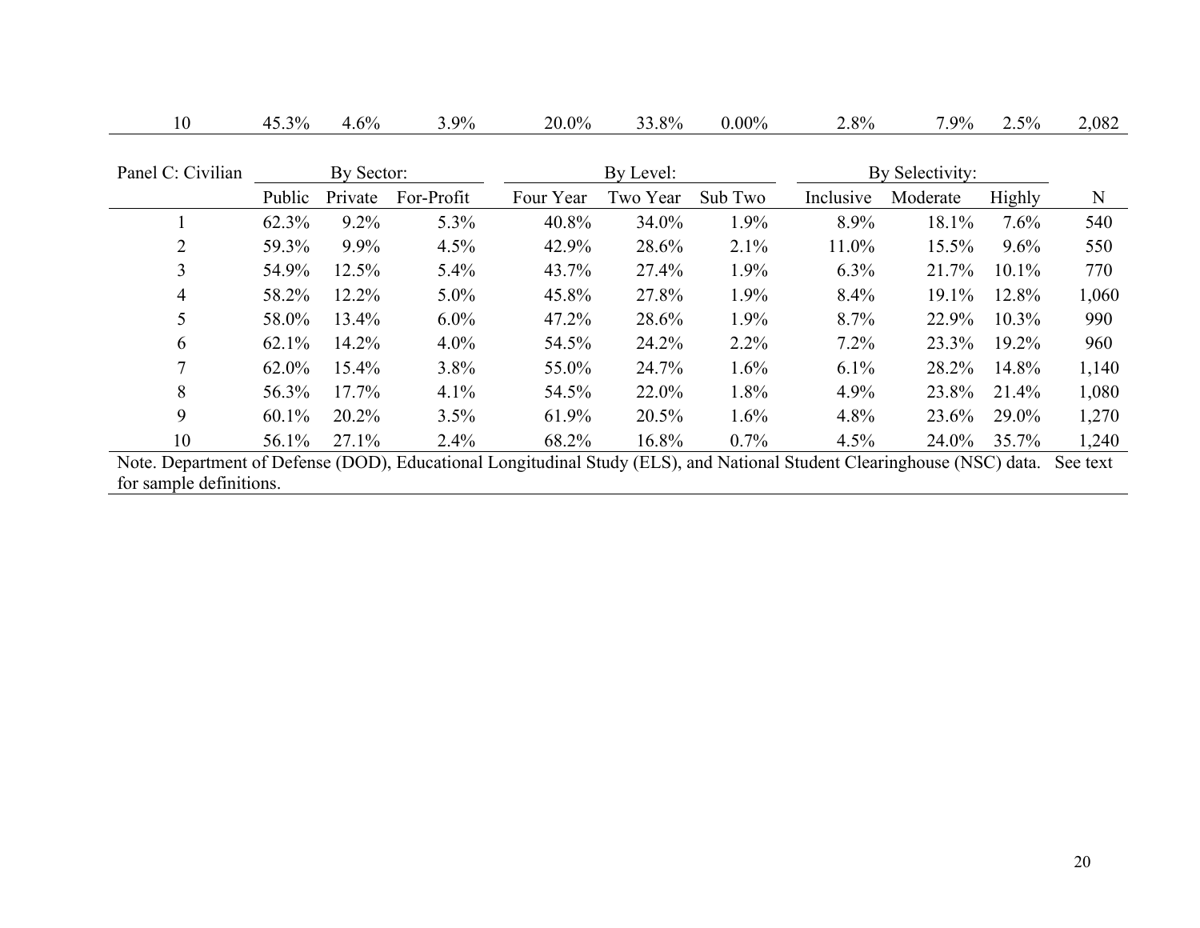| 10 | 45.3% | 4.6% | 3.9% | 20.0% | 33.8% | 0.00% | 2.8% | 7.9% | 2.5% | 2,082 |
|---|---|---|---|---|---|---|---|---|---|---|

| Panel C: Civilian | By Sector: | | | By Level: | | | By Selectivity: | | | |
|---|---|---|---|---|---|---|---|---|---|---|
| | Public | Private | For-Profit | Four Year | Two Year | Sub Two | Inclusive | Moderate | Highly | N |
| 1 | 62.3% | 9.2% | 5.3% | 40.8% | 34.0% | 1.9% | 8.9% | 18.1% | 7.6% | 540 |
| 2 | 59.3% | 9.9% | 4.5% | 42.9% | 28.6% | 2.1% | 11.0% | 15.5% | 9.6% | 550 |
| 3 | 54.9% | 12.5% | 5.4% | 43.7% | 27.4% | 1.9% | 6.3% | 21.7% | 10.1% | 770 |
| 4 | 58.2% | 12.2% | 5.0% | 45.8% | 27.8% | 1.9% | 8.4% | 19.1% | 12.8% | 1,060 |
| 5 | 58.0% | 13.4% | 6.0% | 47.2% | 28.6% | 1.9% | 8.7% | 22.9% | 10.3% | 990 |
| 6 | 62.1% | 14.2% | 4.0% | 54.5% | 24.2% | 2.2% | 7.2% | 23.3% | 19.2% | 960 |
| 7 | 62.0% | 15.4% | 3.8% | 55.0% | 24.7% | 1.6% | 6.1% | 28.2% | 14.8% | 1,140 |
| 8 | 56.3% | 17.7% | 4.1% | 54.5% | 22.0% | 1.8% | 4.9% | 23.8% | 21.4% | 1,080 |
| 9 | 60.1% | 20.2% | 3.5% | 61.9% | 20.5% | 1.6% | 4.8% | 23.6% | 29.0% | 1,270 |
| 10 | 56.1% | 27.1% | 2.4% | 68.2% | 16.8% | 0.7% | 4.5% | 24.0% | 35.7% | 1,240 |

Note. Department of Defense (DOD), Educational Longitudinal Study (ELS), and National Student Clearinghouse (NSC) data. See text for sample definitions.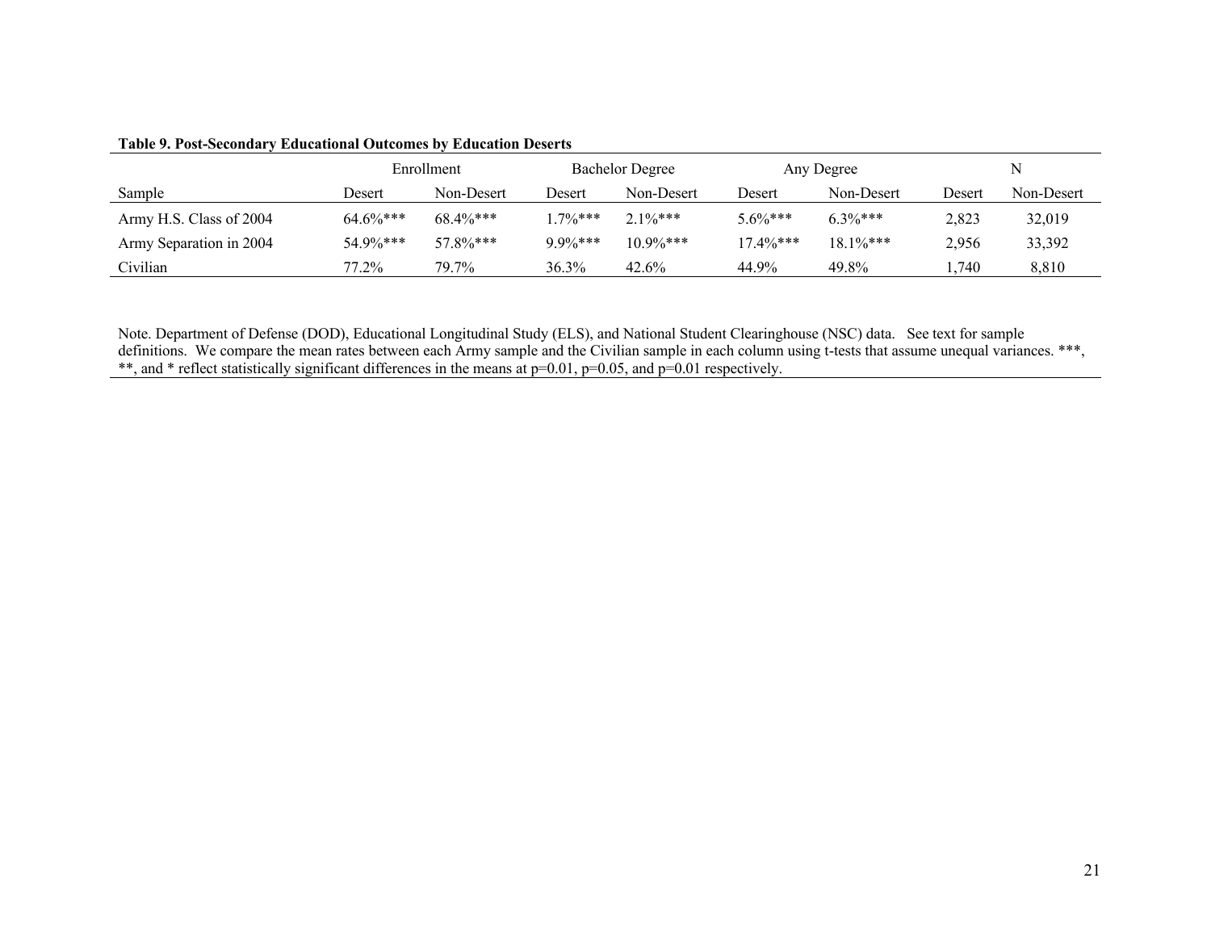**Table 9. Post-Secondary Educational Outcomes by Education Deserts**

| | Enrollment | | Bachelor Degree | | Any Degree | | N | |
|---|---|---|---|---|---|---|---|---|
| Sample | Desert | Non-Desert | Desert | Non-Desert | Desert | Non-Desert | Desert | Non-Desert |
| Army H.S. Class of 2004 | 64.6%*** | 68.4%*** | 1.7%*** | 2.1%*** | 5.6%*** | 6.3%*** | 2,823 | 32,019 |
| Army Separation in 2004 | 54.9%*** | 57.8%*** | 9.9%*** | 10.9%*** | 17.4%*** | 18.1%*** | 2,956 | 33,392 |
| Civilian | 77.2% | 79.7% | 36.3% | 42.6% | 44.9% | 49.8% | 1,740 | 8,810 |

Note. Department of Defense (DOD), Educational Longitudinal Study (ELS), and National Student Clearinghouse (NSC) data. See text for sample definitions. We compare the mean rates between each Army sample and the Civilian sample in each column using t-tests that assume unequal variances. ***, **, and * reflect statistically significant differences in the means at p=0.01, p=0.05, and p=0.01 respectively.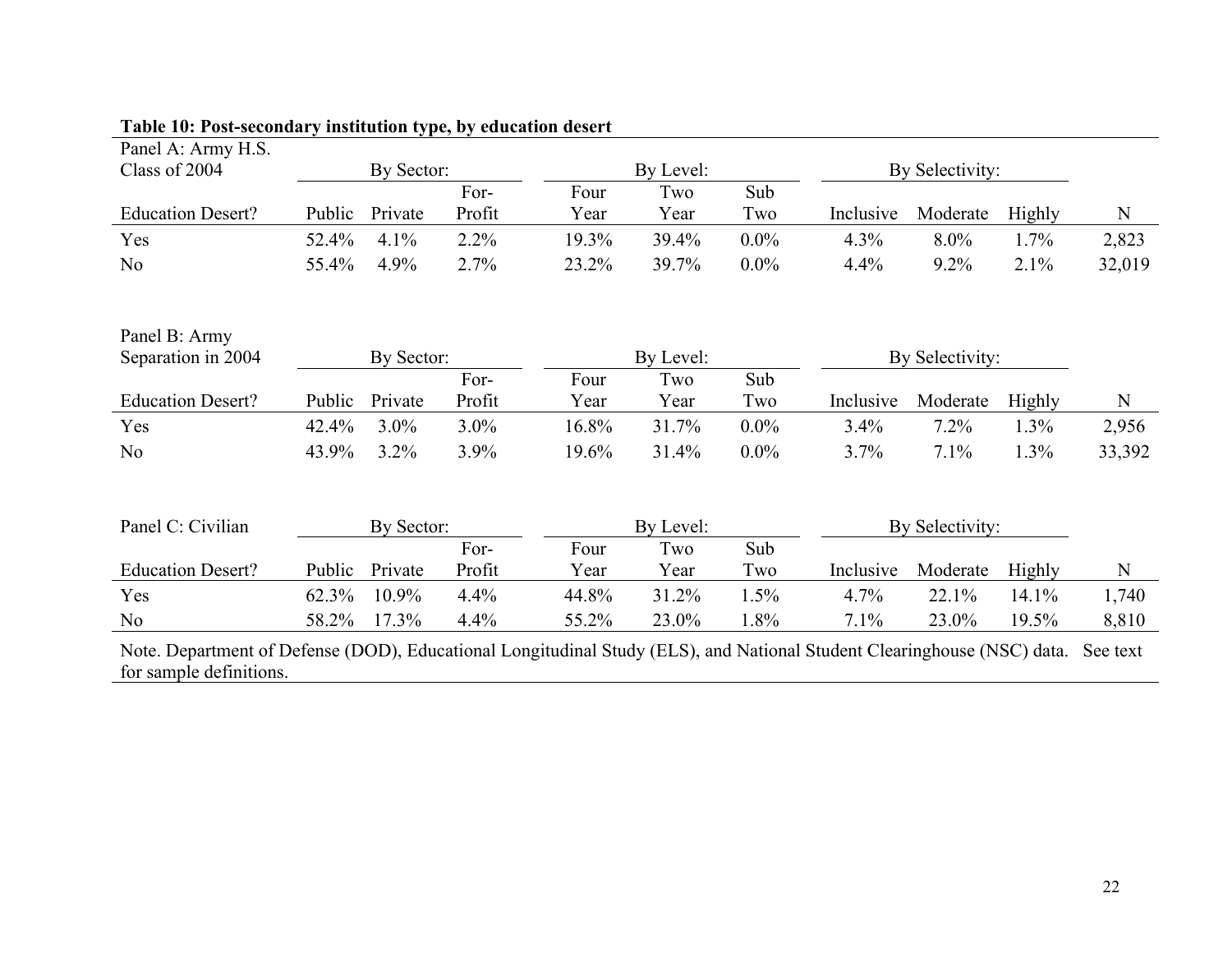**Table 10: Post-secondary institution type, by education desert**

| Panel A: Army H.S. Class of 2004 | By Sector: | | | By Level: | | | By Selectivity: | | | |
|---|---|---|---|---|---|---|---|---|---|---|
| Education Desert? | Public | Private | For-Profit | Four Year | Two Year | Sub Two | Inclusive | Moderate | Highly | N |
| Yes | 52.4% | 4.1% | 2.2% | 19.3% | 39.4% | 0.0% | 4.3% | 8.0% | 1.7% | 2,823 |
| No | 55.4% | 4.9% | 2.7% | 23.2% | 39.7% | 0.0% | 4.4% | 9.2% | 2.1% | 32,019 |

| Panel B: Army Separation in 2004 | By Sector: | | | By Level: | | | By Selectivity: | | | |
|---|---|---|---|---|---|---|---|---|---|---|
| Education Desert? | Public | Private | For-Profit | Four Year | Two Year | Sub Two | Inclusive | Moderate | Highly | N |
| Yes | 42.4% | 3.0% | 3.0% | 16.8% | 31.7% | 0.0% | 3.4% | 7.2% | 1.3% | 2,956 |
| No | 43.9% | 3.2% | 3.9% | 19.6% | 31.4% | 0.0% | 3.7% | 7.1% | 1.3% | 33,392 |

| Panel C: Civilian | By Sector: | | | By Level: | | | By Selectivity: | | | |
|---|---|---|---|---|---|---|---|---|---|---|
| Education Desert? | Public | Private | For-Profit | Four Year | Two Year | Sub Two | Inclusive | Moderate | Highly | N |
| Yes | 62.3% | 10.9% | 4.4% | 44.8% | 31.2% | 1.5% | 4.7% | 22.1% | 14.1% | 1,740 |
| No | 58.2% | 17.3% | 4.4% | 55.2% | 23.0% | 1.8% | 7.1% | 23.0% | 19.5% | 8,810 |

Note. Department of Defense (DOD), Educational Longitudinal Study (ELS), and National Student Clearinghouse (NSC) data. See text for sample definitions.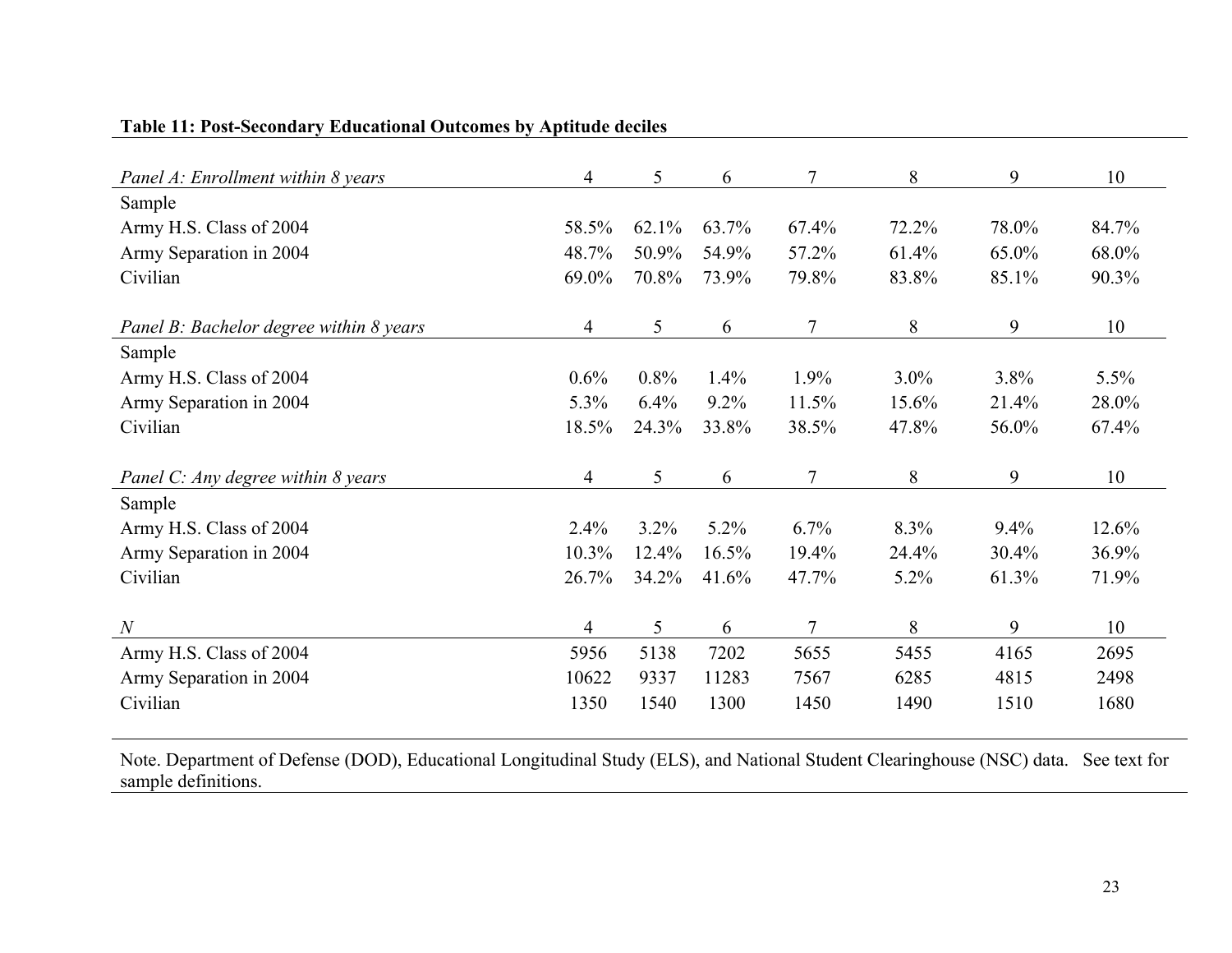**Table 11: Post-Secondary Educational Outcomes by Aptitude deciles**

| *Panel A: Enrollment within 8 years* | 4 | 5 | 6 | 7 | 8 | 9 | 10 |
|---|---|---|---|---|---|---|---|
| Sample | | | | | | | |
| Army H.S. Class of 2004 | 58.5% | 62.1% | 63.7% | 67.4% | 72.2% | 78.0% | 84.7% |
| Army Separation in 2004 | 48.7% | 50.9% | 54.9% | 57.2% | 61.4% | 65.0% | 68.0% |
| Civilian | 69.0% | 70.8% | 73.9% | 79.8% | 83.8% | 85.1% | 90.3% |

| *Panel B: Bachelor degree within 8 years* | 4 | 5 | 6 | 7 | 8 | 9 | 10 |
|---|---|---|---|---|---|---|---|
| Sample | | | | | | | |
| Army H.S. Class of 2004 | 0.6% | 0.8% | 1.4% | 1.9% | 3.0% | 3.8% | 5.5% |
| Army Separation in 2004 | 5.3% | 6.4% | 9.2% | 11.5% | 15.6% | 21.4% | 28.0% |
| Civilian | 18.5% | 24.3% | 33.8% | 38.5% | 47.8% | 56.0% | 67.4% |

| *Panel C: Any degree within 8 years* | 4 | 5 | 6 | 7 | 8 | 9 | 10 |
|---|---|---|---|---|---|---|---|
| Sample | | | | | | | |
| Army H.S. Class of 2004 | 2.4% | 3.2% | 5.2% | 6.7% | 8.3% | 9.4% | 12.6% |
| Army Separation in 2004 | 10.3% | 12.4% | 16.5% | 19.4% | 24.4% | 30.4% | 36.9% |
| Civilian | 26.7% | 34.2% | 41.6% | 47.7% | 5.2% | 61.3% | 71.9% |

| *N* | 4 | 5 | 6 | 7 | 8 | 9 | 10 |
|---|---|---|---|---|---|---|---|
| Army H.S. Class of 2004 | 5956 | 5138 | 7202 | 5655 | 5455 | 4165 | 2695 |
| Army Separation in 2004 | 10622 | 9337 | 11283 | 7567 | 6285 | 4815 | 2498 |
| Civilian | 1350 | 1540 | 1300 | 1450 | 1490 | 1510 | 1680 |

Note. Department of Defense (DOD), Educational Longitudinal Study (ELS), and National Student Clearinghouse (NSC) data. See text for sample definitions.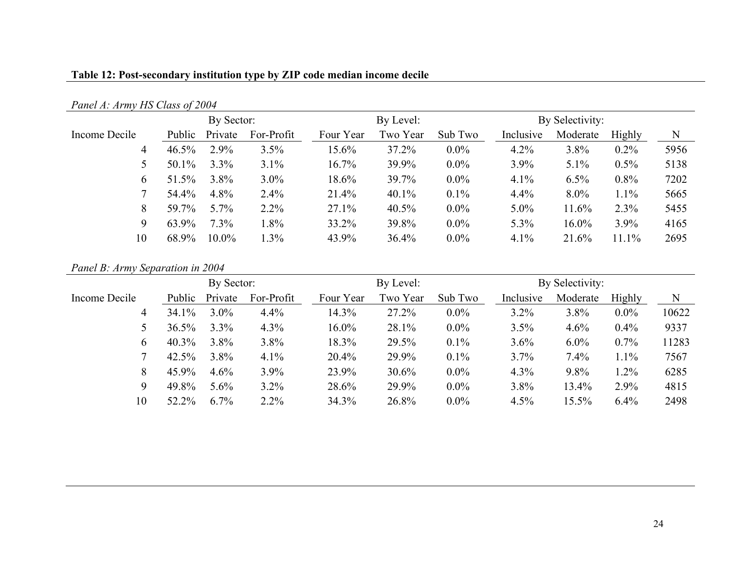**Table 12: Post-secondary institution type by ZIP code median income decile**

*Panel A: Army HS Class of 2004*

| | By Sector: | | | By Level: | | | By Selectivity: | | | |
|---|---|---|---|---|---|---|---|---|---|---|
| Income Decile | Public | Private | For-Profit | Four Year | Two Year | Sub Two | Inclusive | Moderate | Highly | N |
| 4 | 46.5% | 2.9% | 3.5% | 15.6% | 37.2% | 0.0% | 4.2% | 3.8% | 0.2% | 5956 |
| 5 | 50.1% | 3.3% | 3.1% | 16.7% | 39.9% | 0.0% | 3.9% | 5.1% | 0.5% | 5138 |
| 6 | 51.5% | 3.8% | 3.0% | 18.6% | 39.7% | 0.0% | 4.1% | 6.5% | 0.8% | 7202 |
| 7 | 54.4% | 4.8% | 2.4% | 21.4% | 40.1% | 0.1% | 4.4% | 8.0% | 1.1% | 5665 |
| 8 | 59.7% | 5.7% | 2.2% | 27.1% | 40.5% | 0.0% | 5.0% | 11.6% | 2.3% | 5455 |
| 9 | 63.9% | 7.3% | 1.8% | 33.2% | 39.8% | 0.0% | 5.3% | 16.0% | 3.9% | 4165 |
| 10 | 68.9% | 10.0% | 1.3% | 43.9% | 36.4% | 0.0% | 4.1% | 21.6% | 11.1% | 2695 |

*Panel B: Army Separation in 2004*

| | By Sector: | | | By Level: | | | By Selectivity: | | | |
|---|---|---|---|---|---|---|---|---|---|---|
| Income Decile | Public | Private | For-Profit | Four Year | Two Year | Sub Two | Inclusive | Moderate | Highly | N |
| 4 | 34.1% | 3.0% | 4.4% | 14.3% | 27.2% | 0.0% | 3.2% | 3.8% | 0.0% | 10622 |
| 5 | 36.5% | 3.3% | 4.3% | 16.0% | 28.1% | 0.0% | 3.5% | 4.6% | 0.4% | 9337 |
| 6 | 40.3% | 3.8% | 3.8% | 18.3% | 29.5% | 0.1% | 3.6% | 6.0% | 0.7% | 11283 |
| 7 | 42.5% | 3.8% | 4.1% | 20.4% | 29.9% | 0.1% | 3.7% | 7.4% | 1.1% | 7567 |
| 8 | 45.9% | 4.6% | 3.9% | 23.9% | 30.6% | 0.0% | 4.3% | 9.8% | 1.2% | 6285 |
| 9 | 49.8% | 5.6% | 3.2% | 28.6% | 29.9% | 0.0% | 3.8% | 13.4% | 2.9% | 4815 |
| 10 | 52.2% | 6.7% | 2.2% | 34.3% | 26.8% | 0.0% | 4.5% | 15.5% | 6.4% | 2498 |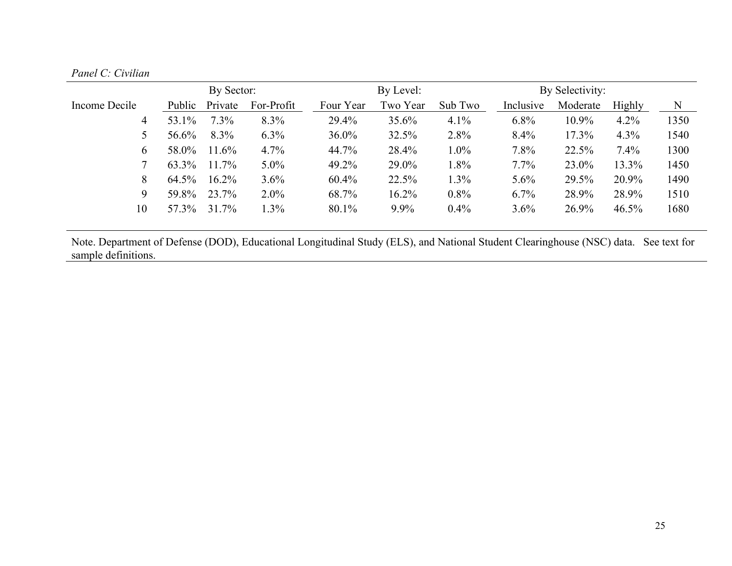*Panel C: Civilian*

| Income Decile | By Sector: | | | By Level: | | | By Selectivity: | | | N |
|---|---|---|---|---|---|---|---|---|---|---|
| | Public | Private | For-Profit | Four Year | Two Year | Sub Two | Inclusive | Moderate | Highly | |
| 4 | 53.1% | 7.3% | 8.3% | 29.4% | 35.6% | 4.1% | 6.8% | 10.9% | 4.2% | 1350 |
| 5 | 56.6% | 8.3% | 6.3% | 36.0% | 32.5% | 2.8% | 8.4% | 17.3% | 4.3% | 1540 |
| 6 | 58.0% | 11.6% | 4.7% | 44.7% | 28.4% | 1.0% | 7.8% | 22.5% | 7.4% | 1300 |
| 7 | 63.3% | 11.7% | 5.0% | 49.2% | 29.0% | 1.8% | 7.7% | 23.0% | 13.3% | 1450 |
| 8 | 64.5% | 16.2% | 3.6% | 60.4% | 22.5% | 1.3% | 5.6% | 29.5% | 20.9% | 1490 |
| 9 | 59.8% | 23.7% | 2.0% | 68.7% | 16.2% | 0.8% | 6.7% | 28.9% | 28.9% | 1510 |
| 10 | 57.3% | 31.7% | 1.3% | 80.1% | 9.9% | 0.4% | 3.6% | 26.9% | 46.5% | 1680 |

Note. Department of Defense (DOD), Educational Longitudinal Study (ELS), and National Student Clearinghouse (NSC) data. See text for sample definitions.